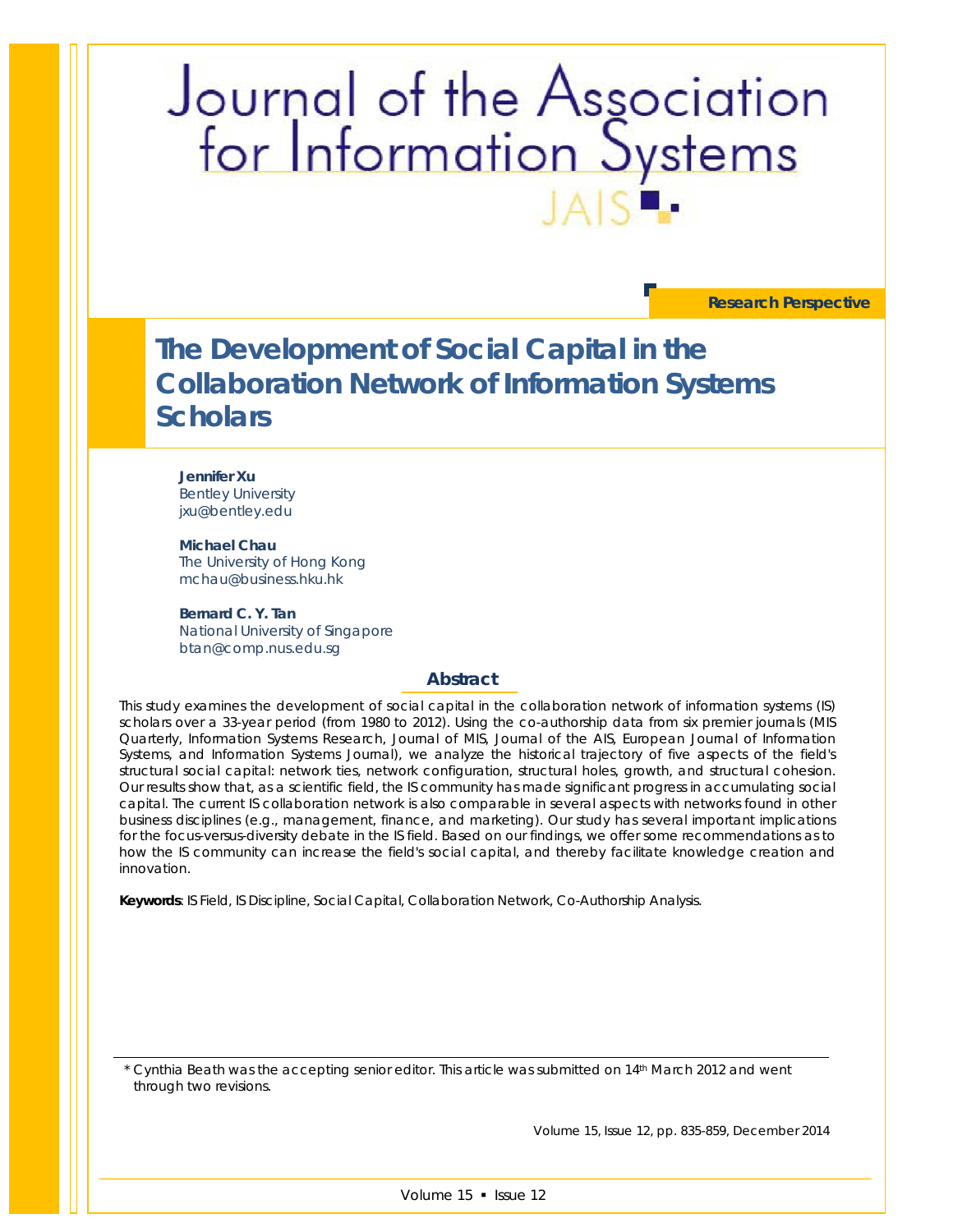Research Perspective

# The Development of Social Capital in the Collaboration Network of Information Systems Scholars

**Jennifer Xu**
Bentley University
jxu@bentley.edu

**Michael Chau**
The University of Hong Kong
mchau@business.hku.hk

**Bernard C. Y. Tan**
National University of Singapore
btan@comp.nus.edu.sg

## Abstract

This study examines the development of social capital in the collaboration network of information systems (IS) scholars over a 33-year period (from 1980 to 2012). Using the co-authorship data from six premier journals (MIS Quarterly, Information Systems Research, Journal of MIS, Journal of the AIS, European Journal of Information Systems, and Information Systems Journal), we analyze the historical trajectory of five aspects of the field's structural social capital: network ties, network configuration, structural holes, growth, and structural cohesion. Our results show that, as a scientific field, the IS community has made significant progress in accumulating social capital. The current IS collaboration network is also comparable in several aspects with networks found in other business disciplines (e.g., management, finance, and marketing). Our study has several important implications for the focus-versus-diversity debate in the IS field. Based on our findings, we offer some recommendations as to how the IS community can increase the field's social capital, and thereby facilitate knowledge creation and innovation.

**Keywords**: IS Field, IS Discipline, Social Capital, Collaboration Network, Co-Authorship Analysis.

---

* Cynthia Beath was the accepting senior editor. This article was submitted on 14th March 2012 and went through two revisions.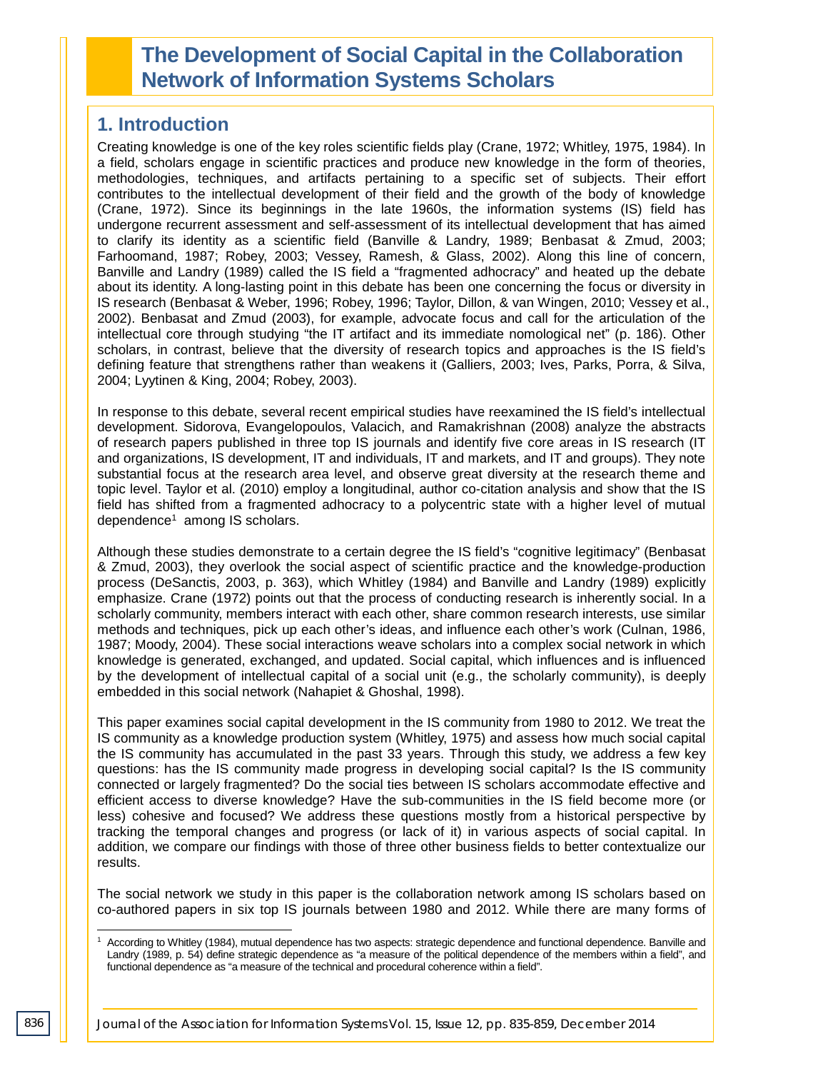# The Development of Social Capital in the Collaboration Network of Information Systems Scholars

## 1. Introduction

Creating knowledge is one of the key roles scientific fields play (Crane, 1972; Whitley, 1975, 1984). In a field, scholars engage in scientific practices and produce new knowledge in the form of theories, methodologies, techniques, and artifacts pertaining to a specific set of subjects. Their effort contributes to the intellectual development of their field and the growth of the body of knowledge (Crane, 1972). Since its beginnings in the late 1960s, the information systems (IS) field has undergone recurrent assessment and self-assessment of its intellectual development that has aimed to clarify its identity as a scientific field (Banville & Landry, 1989; Benbasat & Zmud, 2003; Farhoomand, 1987; Robey, 2003; Vessey, Ramesh, & Glass, 2002). Along this line of concern, Banville and Landry (1989) called the IS field a "fragmented adhocracy" and heated up the debate about its identity. A long-lasting point in this debate has been one concerning the focus or diversity in IS research (Benbasat & Weber, 1996; Robey, 1996; Taylor, Dillon, & van Wingen, 2010; Vessey et al., 2002). Benbasat and Zmud (2003), for example, advocate focus and call for the articulation of the intellectual core through studying "the IT artifact and its immediate nomological net" (p. 186). Other scholars, in contrast, believe that the diversity of research topics and approaches is the IS field's defining feature that strengthens rather than weakens it (Galliers, 2003; Ives, Parks, Porra, & Silva, 2004; Lyytinen & King, 2004; Robey, 2003).

In response to this debate, several recent empirical studies have reexamined the IS field's intellectual development. Sidorova, Evangelopoulos, Valacich, and Ramakrishnan (2008) analyze the abstracts of research papers published in three top IS journals and identify five core areas in IS research (IT and organizations, IS development, IT and individuals, IT and markets, and IT and groups). They note substantial focus at the research area level, and observe great diversity at the research theme and topic level. Taylor et al. (2010) employ a longitudinal, author co-citation analysis and show that the IS field has shifted from a fragmented adhocracy to a polycentric state with a higher level of mutual dependence[1] among IS scholars.

Although these studies demonstrate to a certain degree the IS field's "cognitive legitimacy" (Benbasat & Zmud, 2003), they overlook the social aspect of scientific practice and the knowledge-production process (DeSanctis, 2003, p. 363), which Whitley (1984) and Banville and Landry (1989) explicitly emphasize. Crane (1972) points out that the process of conducting research is inherently social. In a scholarly community, members interact with each other, share common research interests, use similar methods and techniques, pick up each other's ideas, and influence each other's work (Culnan, 1986, 1987; Moody, 2004). These social interactions weave scholars into a complex social network in which knowledge is generated, exchanged, and updated. Social capital, which influences and is influenced by the development of intellectual capital of a social unit (e.g., the scholarly community), is deeply embedded in this social network (Nahapiet & Ghoshal, 1998).

This paper examines social capital development in the IS community from 1980 to 2012. We treat the IS community as a knowledge production system (Whitley, 1975) and assess how much social capital the IS community has accumulated in the past 33 years. Through this study, we address a few key questions: has the IS community made progress in developing social capital? Is the IS community connected or largely fragmented? Do the social ties between IS scholars accommodate effective and efficient access to diverse knowledge? Have the sub-communities in the IS field become more (or less) cohesive and focused? We address these questions mostly from a historical perspective by tracking the temporal changes and progress (or lack of it) in various aspects of social capital. In addition, we compare our findings with those of three other business fields to better contextualize our results.

The social network we study in this paper is the collaboration network among IS scholars based on co-authored papers in six top IS journals between 1980 and 2012. While there are many forms of

---

[1] According to Whitley (1984), mutual dependence has two aspects: strategic dependence and functional dependence. Banville and Landry (1989, p. 54) define strategic dependence as "a measure of the political dependence of the members within a field", and functional dependence as "a measure of the technical and procedural coherence within a field".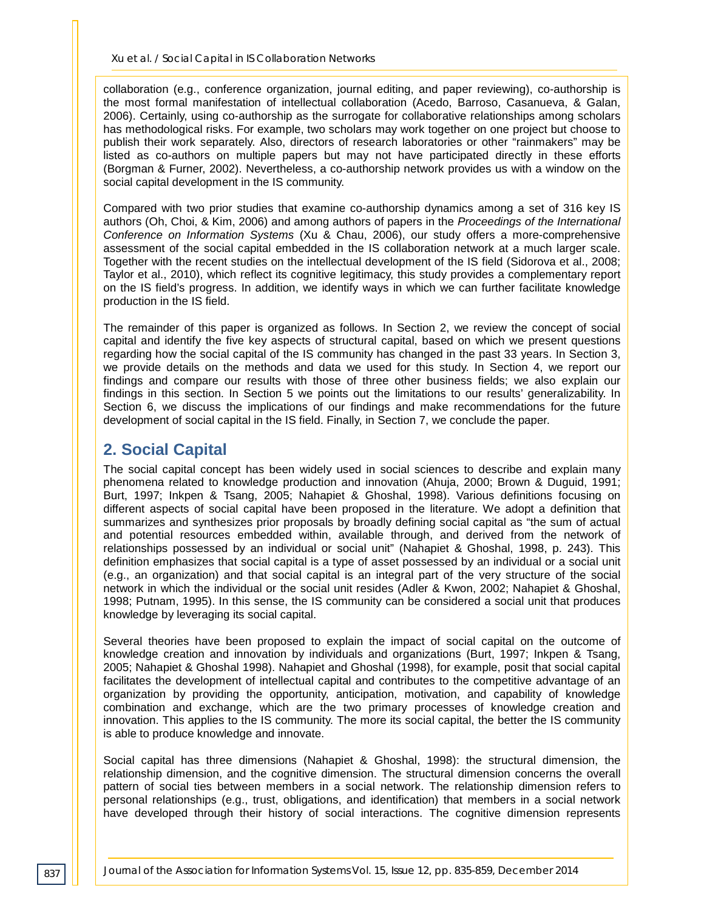collaboration (e.g., conference organization, journal editing, and paper reviewing), co-authorship is the most formal manifestation of intellectual collaboration (Acedo, Barroso, Casanueva, & Galan, 2006). Certainly, using co-authorship as the surrogate for collaborative relationships among scholars has methodological risks. For example, two scholars may work together on one project but choose to publish their work separately. Also, directors of research laboratories or other "rainmakers" may be listed as co-authors on multiple papers but may not have participated directly in these efforts (Borgman & Furner, 2002). Nevertheless, a co-authorship network provides us with a window on the social capital development in the IS community.

Compared with two prior studies that examine co-authorship dynamics among a set of 316 key IS authors (Oh, Choi, & Kim, 2006) and among authors of papers in the *Proceedings of the International Conference on Information Systems* (Xu & Chau, 2006), our study offers a more-comprehensive assessment of the social capital embedded in the IS collaboration network at a much larger scale. Together with the recent studies on the intellectual development of the IS field (Sidorova et al., 2008; Taylor et al., 2010), which reflect its cognitive legitimacy, this study provides a complementary report on the IS field's progress. In addition, we identify ways in which we can further facilitate knowledge production in the IS field.

The remainder of this paper is organized as follows. In Section 2, we review the concept of social capital and identify the five key aspects of structural capital, based on which we present questions regarding how the social capital of the IS community has changed in the past 33 years. In Section 3, we provide details on the methods and data we used for this study. In Section 4, we report our findings and compare our results with those of three other business fields; we also explain our findings in this section. In Section 5 we points out the limitations to our results' generalizability. In Section 6, we discuss the implications of our findings and make recommendations for the future development of social capital in the IS field. Finally, in Section 7, we conclude the paper.

## 2. Social Capital

The social capital concept has been widely used in social sciences to describe and explain many phenomena related to knowledge production and innovation (Ahuja, 2000; Brown & Duguid, 1991; Burt, 1997; Inkpen & Tsang, 2005; Nahapiet & Ghoshal, 1998). Various definitions focusing on different aspects of social capital have been proposed in the literature. We adopt a definition that summarizes and synthesizes prior proposals by broadly defining social capital as "the sum of actual and potential resources embedded within, available through, and derived from the network of relationships possessed by an individual or social unit" (Nahapiet & Ghoshal, 1998, p. 243). This definition emphasizes that social capital is a type of asset possessed by an individual or a social unit (e.g., an organization) and that social capital is an integral part of the very structure of the social network in which the individual or the social unit resides (Adler & Kwon, 2002; Nahapiet & Ghoshal, 1998; Putnam, 1995). In this sense, the IS community can be considered a social unit that produces knowledge by leveraging its social capital.

Several theories have been proposed to explain the impact of social capital on the outcome of knowledge creation and innovation by individuals and organizations (Burt, 1997; Inkpen & Tsang, 2005; Nahapiet & Ghoshal 1998). Nahapiet and Ghoshal (1998), for example, posit that social capital facilitates the development of intellectual capital and contributes to the competitive advantage of an organization by providing the opportunity, anticipation, motivation, and capability of knowledge combination and exchange, which are the two primary processes of knowledge creation and innovation. This applies to the IS community. The more its social capital, the better the IS community is able to produce knowledge and innovate.

Social capital has three dimensions (Nahapiet & Ghoshal, 1998): the structural dimension, the relationship dimension, and the cognitive dimension. The structural dimension concerns the overall pattern of social ties between members in a social network. The relationship dimension refers to personal relationships (e.g., trust, obligations, and identification) that members in a social network have developed through their history of social interactions. The cognitive dimension represents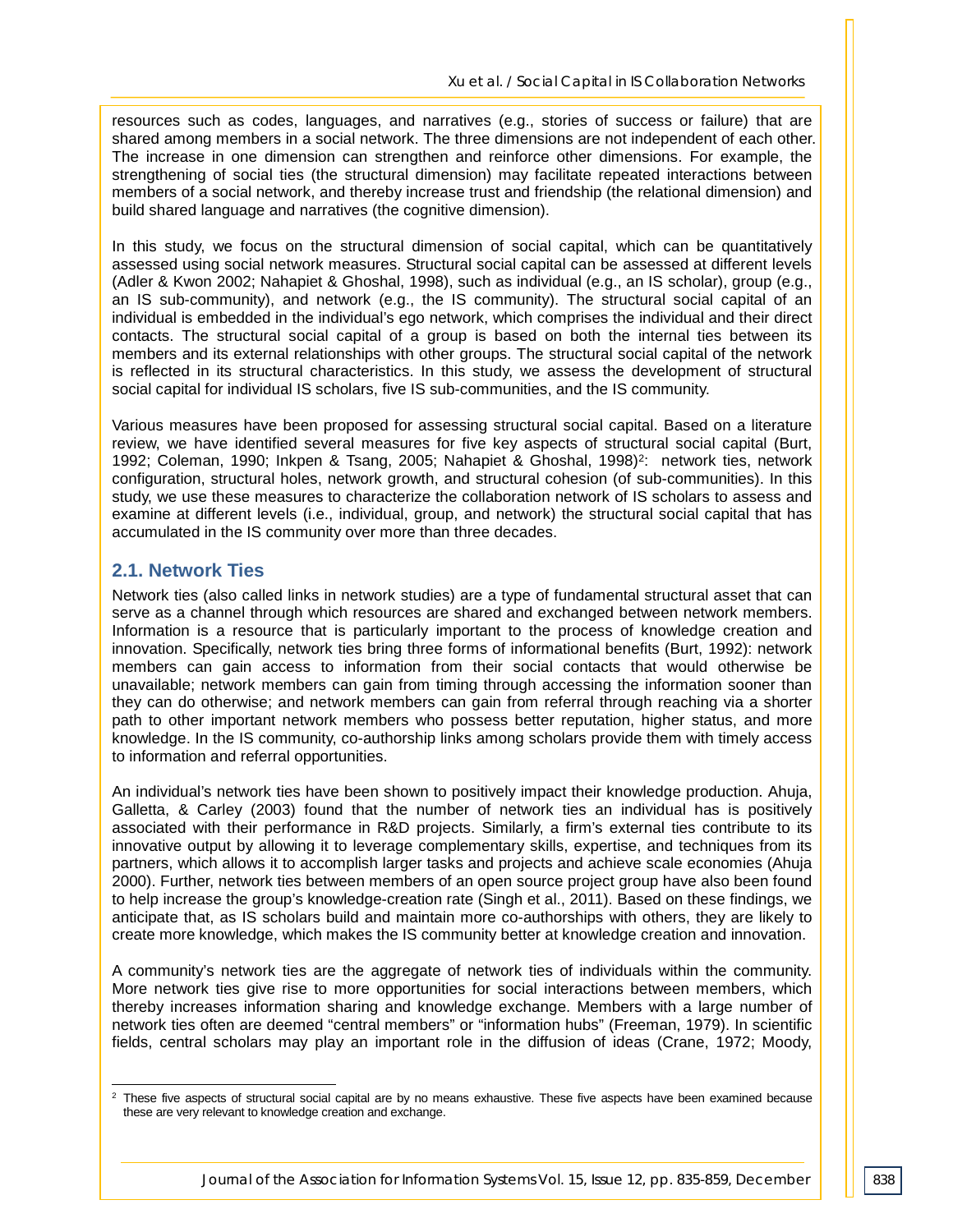resources such as codes, languages, and narratives (e.g., stories of success or failure) that are shared among members in a social network. The three dimensions are not independent of each other. The increase in one dimension can strengthen and reinforce other dimensions. For example, the strengthening of social ties (the structural dimension) may facilitate repeated interactions between members of a social network, and thereby increase trust and friendship (the relational dimension) and build shared language and narratives (the cognitive dimension).

In this study, we focus on the structural dimension of social capital, which can be quantitatively assessed using social network measures. Structural social capital can be assessed at different levels (Adler & Kwon 2002; Nahapiet & Ghoshal, 1998), such as individual (e.g., an IS scholar), group (e.g., an IS sub-community), and network (e.g., the IS community). The structural social capital of an individual is embedded in the individual's ego network, which comprises the individual and their direct contacts. The structural social capital of a group is based on both the internal ties between its members and its external relationships with other groups. The structural social capital of the network is reflected in its structural characteristics. In this study, we assess the development of structural social capital for individual IS scholars, five IS sub-communities, and the IS community.

Various measures have been proposed for assessing structural social capital. Based on a literature review, we have identified several measures for five key aspects of structural social capital (Burt, 1992; Coleman, 1990; Inkpen & Tsang, 2005; Nahapiet & Ghoshal, 1998)[2]: network ties, network configuration, structural holes, network growth, and structural cohesion (of sub-communities). In this study, we use these measures to characterize the collaboration network of IS scholars to assess and examine at different levels (i.e., individual, group, and network) the structural social capital that has accumulated in the IS community over more than three decades.

## 2.1. Network Ties

Network ties (also called links in network studies) are a type of fundamental structural asset that can serve as a channel through which resources are shared and exchanged between network members. Information is a resource that is particularly important to the process of knowledge creation and innovation. Specifically, network ties bring three forms of informational benefits (Burt, 1992): network members can gain access to information from their social contacts that would otherwise be unavailable; network members can gain from timing through accessing the information sooner than they can do otherwise; and network members can gain from referral through reaching via a shorter path to other important network members who possess better reputation, higher status, and more knowledge. In the IS community, co-authorship links among scholars provide them with timely access to information and referral opportunities.

An individual's network ties have been shown to positively impact their knowledge production. Ahuja, Galletta, & Carley (2003) found that the number of network ties an individual has is positively associated with their performance in R&D projects. Similarly, a firm's external ties contribute to its innovative output by allowing it to leverage complementary skills, expertise, and techniques from its partners, which allows it to accomplish larger tasks and projects and achieve scale economies (Ahuja 2000). Further, network ties between members of an open source project group have also been found to help increase the group's knowledge-creation rate (Singh et al., 2011). Based on these findings, we anticipate that, as IS scholars build and maintain more co-authorships with others, they are likely to create more knowledge, which makes the IS community better at knowledge creation and innovation.

A community's network ties are the aggregate of network ties of individuals within the community. More network ties give rise to more opportunities for social interactions between members, which thereby increases information sharing and knowledge exchange. Members with a large number of network ties often are deemed "central members" or "information hubs" (Freeman, 1979). In scientific fields, central scholars may play an important role in the diffusion of ideas (Crane, 1972; Moody,

---

[2] These five aspects of structural social capital are by no means exhaustive. These five aspects have been examined because these are very relevant to knowledge creation and exchange.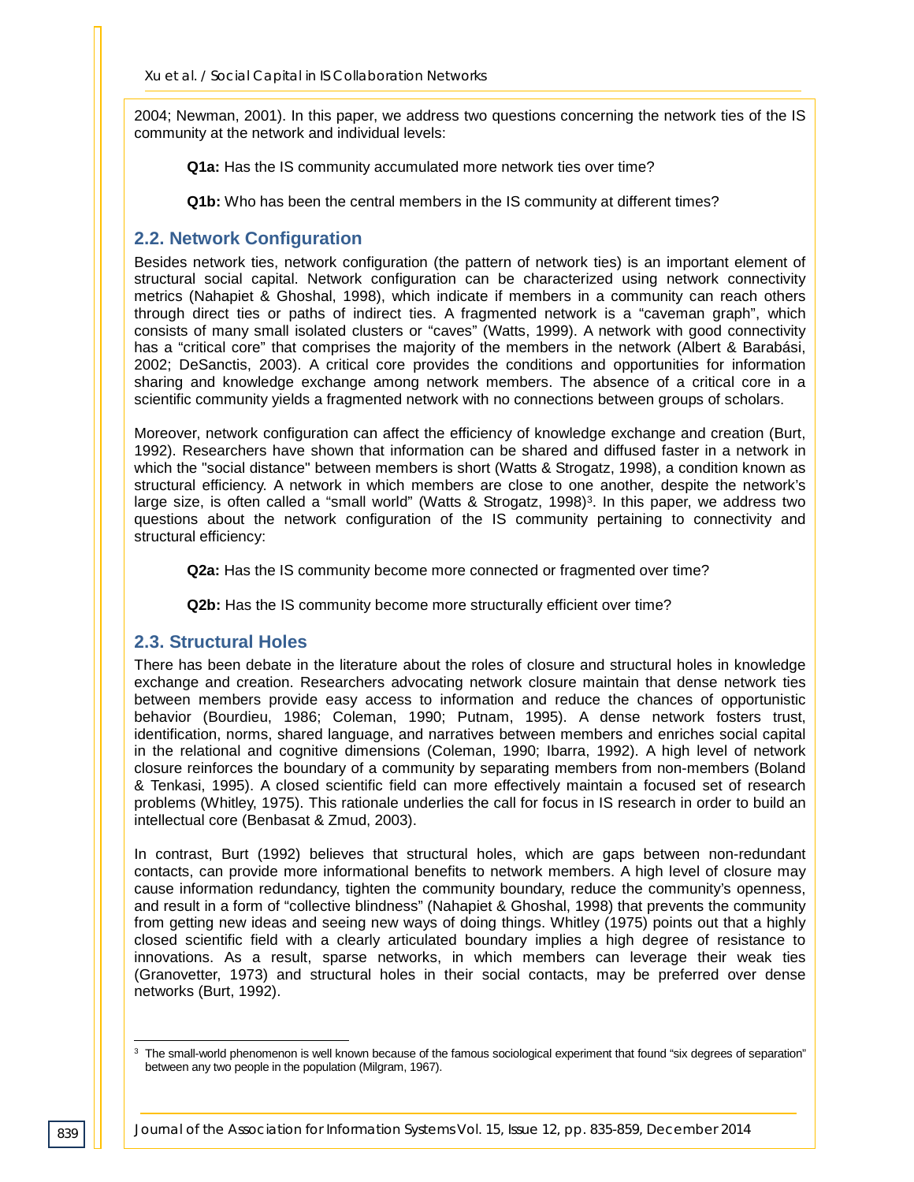2004; Newman, 2001). In this paper, we address two questions concerning the network ties of the IS community at the network and individual levels:

**Q1a:** Has the IS community accumulated more network ties over time?

**Q1b:** Who has been the central members in the IS community at different times?

## 2.2. Network Configuration

Besides network ties, network configuration (the pattern of network ties) is an important element of structural social capital. Network configuration can be characterized using network connectivity metrics (Nahapiet & Ghoshal, 1998), which indicate if members in a community can reach others through direct ties or paths of indirect ties. A fragmented network is a "caveman graph", which consists of many small isolated clusters or "caves" (Watts, 1999). A network with good connectivity has a "critical core" that comprises the majority of the members in the network (Albert & Barabási, 2002; DeSanctis, 2003). A critical core provides the conditions and opportunities for information sharing and knowledge exchange among network members. The absence of a critical core in a scientific community yields a fragmented network with no connections between groups of scholars.

Moreover, network configuration can affect the efficiency of knowledge exchange and creation (Burt, 1992). Researchers have shown that information can be shared and diffused faster in a network in which the "social distance" between members is short (Watts & Strogatz, 1998), a condition known as structural efficiency. A network in which members are close to one another, despite the network's large size, is often called a "small world" (Watts & Strogatz, 1998)[3]. In this paper, we address two questions about the network configuration of the IS community pertaining to connectivity and structural efficiency:

**Q2a:** Has the IS community become more connected or fragmented over time?

**Q2b:** Has the IS community become more structurally efficient over time?

## 2.3. Structural Holes

There has been debate in the literature about the roles of closure and structural holes in knowledge exchange and creation. Researchers advocating network closure maintain that dense network ties between members provide easy access to information and reduce the chances of opportunistic behavior (Bourdieu, 1986; Coleman, 1990; Putnam, 1995). A dense network fosters trust, identification, norms, shared language, and narratives between members and enriches social capital in the relational and cognitive dimensions (Coleman, 1990; Ibarra, 1992). A high level of network closure reinforces the boundary of a community by separating members from non-members (Boland & Tenkasi, 1995). A closed scientific field can more effectively maintain a focused set of research problems (Whitley, 1975). This rationale underlies the call for focus in IS research in order to build an intellectual core (Benbasat & Zmud, 2003).

In contrast, Burt (1992) believes that structural holes, which are gaps between non-redundant contacts, can provide more informational benefits to network members. A high level of closure may cause information redundancy, tighten the community boundary, reduce the community's openness, and result in a form of "collective blindness" (Nahapiet & Ghoshal, 1998) that prevents the community from getting new ideas and seeing new ways of doing things. Whitley (1975) points out that a highly closed scientific field with a clearly articulated boundary implies a high degree of resistance to innovations. As a result, sparse networks, in which members can leverage their weak ties (Granovetter, 1973) and structural holes in their social contacts, may be preferred over dense networks (Burt, 1992).

---

[3] The small-world phenomenon is well known because of the famous sociological experiment that found "six degrees of separation" between any two people in the population (Milgram, 1967).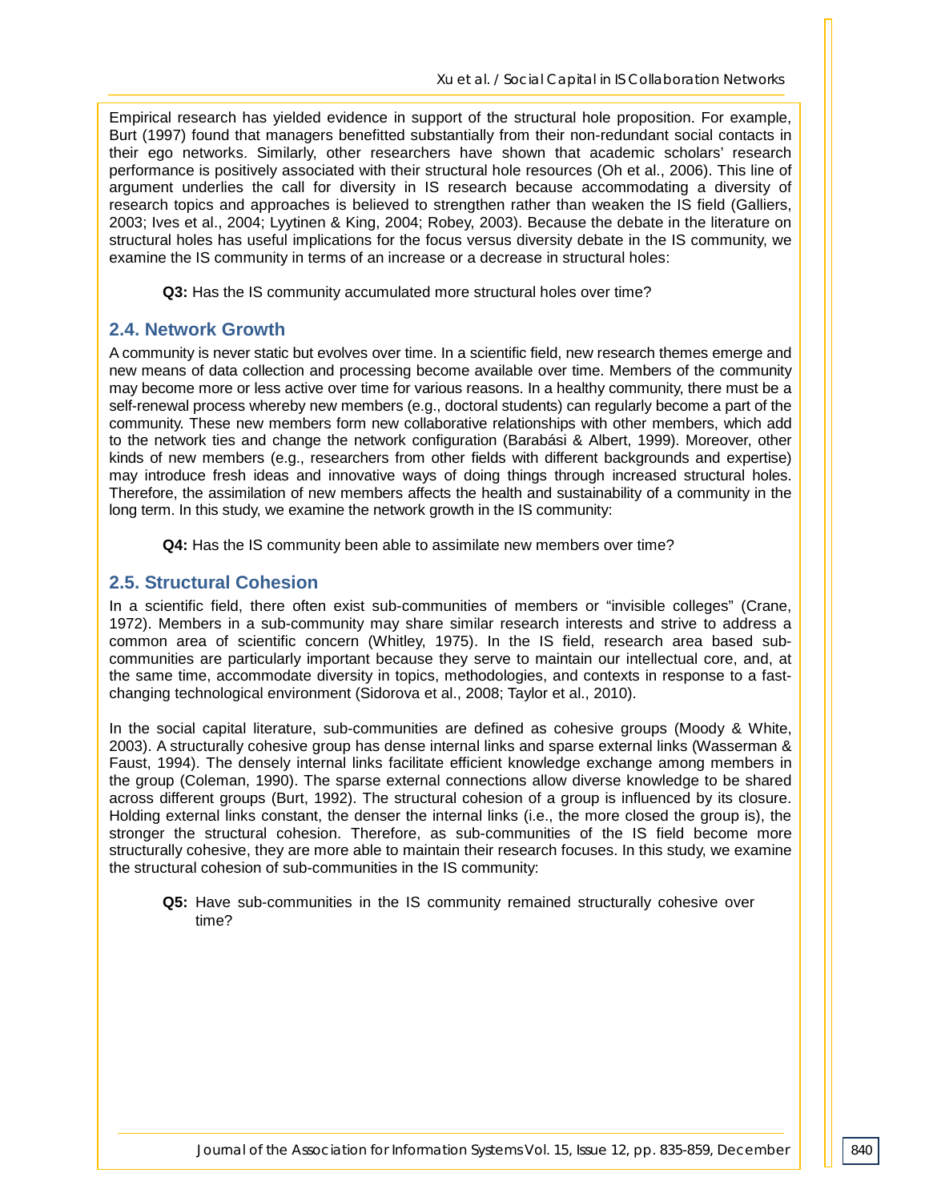Empirical research has yielded evidence in support of the structural hole proposition. For example, Burt (1997) found that managers benefitted substantially from their non-redundant social contacts in their ego networks. Similarly, other researchers have shown that academic scholars' research performance is positively associated with their structural hole resources (Oh et al., 2006). This line of argument underlies the call for diversity in IS research because accommodating a diversity of research topics and approaches is believed to strengthen rather than weaken the IS field (Galliers, 2003; Ives et al., 2004; Lyytinen & King, 2004; Robey, 2003). Because the debate in the literature on structural holes has useful implications for the focus versus diversity debate in the IS community, we examine the IS community in terms of an increase or a decrease in structural holes:

> **Q3:** Has the IS community accumulated more structural holes over time?

## 2.4. Network Growth

A community is never static but evolves over time. In a scientific field, new research themes emerge and new means of data collection and processing become available over time. Members of the community may become more or less active over time for various reasons. In a healthy community, there must be a self-renewal process whereby new members (e.g., doctoral students) can regularly become a part of the community. These new members form new collaborative relationships with other members, which add to the network ties and change the network configuration (Barabási & Albert, 1999). Moreover, other kinds of new members (e.g., researchers from other fields with different backgrounds and expertise) may introduce fresh ideas and innovative ways of doing things through increased structural holes. Therefore, the assimilation of new members affects the health and sustainability of a community in the long term. In this study, we examine the network growth in the IS community:

> **Q4:** Has the IS community been able to assimilate new members over time?

## 2.5. Structural Cohesion

In a scientific field, there often exist sub-communities of members or "invisible colleges" (Crane, 1972). Members in a sub-community may share similar research interests and strive to address a common area of scientific concern (Whitley, 1975). In the IS field, research area based sub-communities are particularly important because they serve to maintain our intellectual core, and, at the same time, accommodate diversity in topics, methodologies, and contexts in response to a fast-changing technological environment (Sidorova et al., 2008; Taylor et al., 2010).

In the social capital literature, sub-communities are defined as cohesive groups (Moody & White, 2003). A structurally cohesive group has dense internal links and sparse external links (Wasserman & Faust, 1994). The densely internal links facilitate efficient knowledge exchange among members in the group (Coleman, 1990). The sparse external connections allow diverse knowledge to be shared across different groups (Burt, 1992). The structural cohesion of a group is influenced by its closure. Holding external links constant, the denser the internal links (i.e., the more closed the group is), the stronger the structural cohesion. Therefore, as sub-communities of the IS field become more structurally cohesive, they are more able to maintain their research focuses. In this study, we examine the structural cohesion of sub-communities in the IS community:

> **Q5:** Have sub-communities in the IS community remained structurally cohesive over time?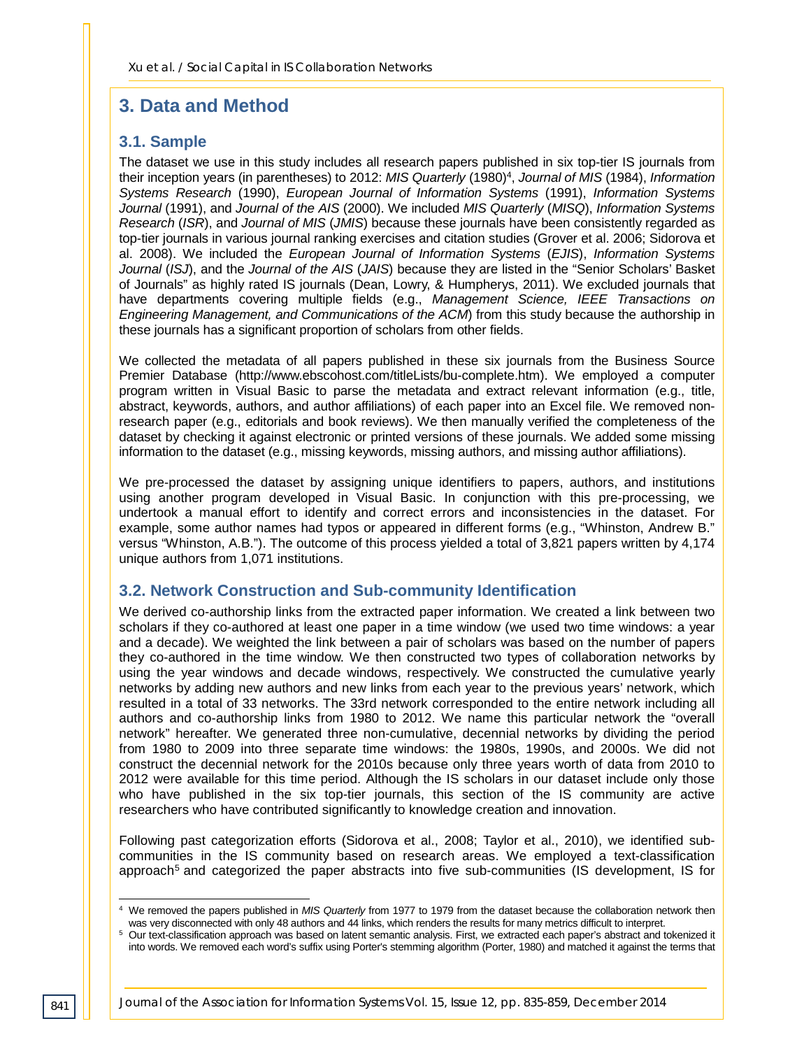# 3. Data and Method

## 3.1. Sample

The dataset we use in this study includes all research papers published in six top-tier IS journals from their inception years (in parentheses) to 2012: *MIS Quarterly* (1980)[4], *Journal of MIS* (1984), *Information Systems Research* (1990), *European Journal of Information Systems* (1991), *Information Systems Journal* (1991), and *Journal of the AIS* (2000). We included *MIS Quarterly* (*MISQ*), *Information Systems Research* (*ISR*), and *Journal of MIS* (*JMIS*) because these journals have been consistently regarded as top-tier journals in various journal ranking exercises and citation studies (Grover et al. 2006; Sidorova et al. 2008). We included the *European Journal of Information Systems* (*EJIS*), *Information Systems Journal* (*ISJ*), and the *Journal of the AIS* (*JAIS*) because they are listed in the "Senior Scholars' Basket of Journals" as highly rated IS journals (Dean, Lowry, & Humpherys, 2011). We excluded journals that have departments covering multiple fields (e.g., *Management Science, IEEE Transactions on Engineering Management, and Communications of the ACM*) from this study because the authorship in these journals has a significant proportion of scholars from other fields.

We collected the metadata of all papers published in these six journals from the Business Source Premier Database (http://www.ebscohost.com/titleLists/bu-complete.htm). We employed a computer program written in Visual Basic to parse the metadata and extract relevant information (e.g., title, abstract, keywords, authors, and author affiliations) of each paper into an Excel file. We removed non-research paper (e.g., editorials and book reviews). We then manually verified the completeness of the dataset by checking it against electronic or printed versions of these journals. We added some missing information to the dataset (e.g., missing keywords, missing authors, and missing author affiliations).

We pre-processed the dataset by assigning unique identifiers to papers, authors, and institutions using another program developed in Visual Basic. In conjunction with this pre-processing, we undertook a manual effort to identify and correct errors and inconsistencies in the dataset. For example, some author names had typos or appeared in different forms (e.g., "Whinston, Andrew B." versus "Whinston, A.B."). The outcome of this process yielded a total of 3,821 papers written by 4,174 unique authors from 1,071 institutions.

## 3.2. Network Construction and Sub-community Identification

We derived co-authorship links from the extracted paper information. We created a link between two scholars if they co-authored at least one paper in a time window (we used two time windows: a year and a decade). We weighted the link between a pair of scholars was based on the number of papers they co-authored in the time window. We then constructed two types of collaboration networks by using the year windows and decade windows, respectively. We constructed the cumulative yearly networks by adding new authors and new links from each year to the previous years' network, which resulted in a total of 33 networks. The 33rd network corresponded to the entire network including all authors and co-authorship links from 1980 to 2012. We name this particular network the "overall network" hereafter. We generated three non-cumulative, decennial networks by dividing the period from 1980 to 2009 into three separate time windows: the 1980s, 1990s, and 2000s. We did not construct the decennial network for the 2010s because only three years worth of data from 2010 to 2012 were available for this time period. Although the IS scholars in our dataset include only those who have published in the six top-tier journals, this section of the IS community are active researchers who have contributed significantly to knowledge creation and innovation.

Following past categorization efforts (Sidorova et al., 2008; Taylor et al., 2010), we identified sub-communities in the IS community based on research areas. We employed a text-classification approach[5] and categorized the paper abstracts into five sub-communities (IS development, IS for

---

[4] We removed the papers published in *MIS Quarterly* from 1977 to 1979 from the dataset because the collaboration network then was very disconnected with only 48 authors and 44 links, which renders the results for many metrics difficult to interpret.

[5] Our text-classification approach was based on latent semantic analysis. First, we extracted each paper's abstract and tokenized it into words. We removed each word's suffix using Porter's stemming algorithm (Porter, 1980) and matched it against the terms that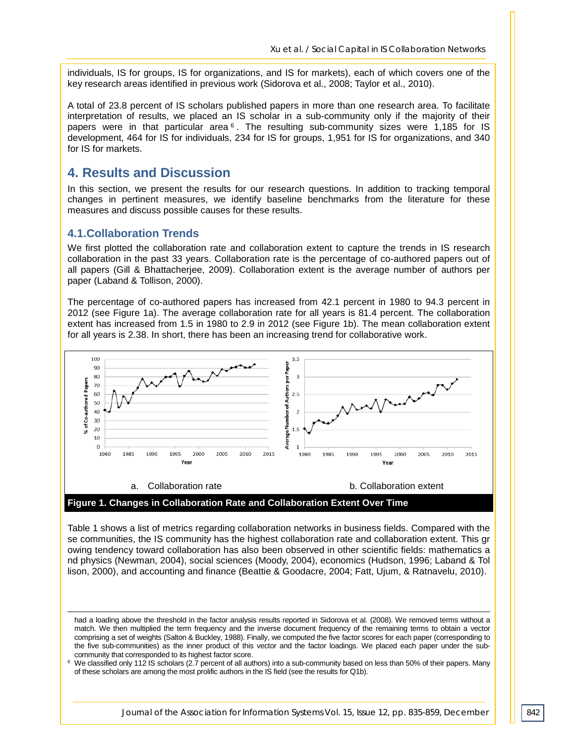individuals, IS for groups, IS for organizations, and IS for markets), each of which covers one of the key research areas identified in previous work (Sidorova et al., 2008; Taylor et al., 2010).

A total of 23.8 percent of IS scholars published papers in more than one research area. To facilitate interpretation of results, we placed an IS scholar in a sub-community only if the majority of their papers were in that particular area[6]. The resulting sub-community sizes were 1,185 for IS development, 464 for IS for individuals, 234 for IS for groups, 1,951 for IS for organizations, and 340 for IS for markets.

# 4. Results and Discussion

In this section, we present the results for our research questions. In addition to tracking temporal changes in pertinent measures, we identify baseline benchmarks from the literature for these measures and discuss possible causes for these results.

## 4.1. Collaboration Trends

We first plotted the collaboration rate and collaboration extent to capture the trends in IS research collaboration in the past 33 years. Collaboration rate is the percentage of co-authored papers out of all papers (Gill & Bhattacherjee, 2009). Collaboration extent is the average number of authors per paper (Laband & Tollison, 2000).

The percentage of co-authored papers has increased from 42.1 percent in 1980 to 94.3 percent in 2012 (see Figure 1a). The average collaboration rate for all years is 81.4 percent. The collaboration extent has increased from 1.5 in 1980 to 2.9 in 2012 (see Figure 1b). The mean collaboration extent for all years is 2.38. In short, there has been an increasing trend for collaborative work.

a. Collaboration rate

b. Collaboration extent

**Figure 1. Changes in Collaboration Rate and Collaboration Extent Over Time**

Table 1 shows a list of metrics regarding collaboration networks in business fields. Compared with these communities, the IS community has the highest collaboration rate and collaboration extent. This growing tendency toward collaboration has also been observed in other scientific fields: mathematics and physics (Newman, 2004), social sciences (Moody, 2004), economics (Hudson, 1996; Laband & Tollison, 2000), and accounting and finance (Beattie & Goodacre, 2004; Fatt, Ujum, & Ratnavelu, 2010).

---

had a loading above the threshold in the factor analysis results reported in Sidorova et al. (2008). We removed terms without a match. We then multiplied the term frequency and the inverse document frequency of the remaining terms to obtain a vector comprising a set of weights (Salton & Buckley, 1988). Finally, we computed the five factor scores for each paper (corresponding to the five sub-communities) as the inner product of this vector and the factor loadings. We placed each paper under the sub-community that corresponded to its highest factor score.

[6] We classified only 112 IS scholars (2.7 percent of all authors) into a sub-community based on less than 50% of their papers. Many of these scholars are among the most prolific authors in the IS field (see the results for Q1b).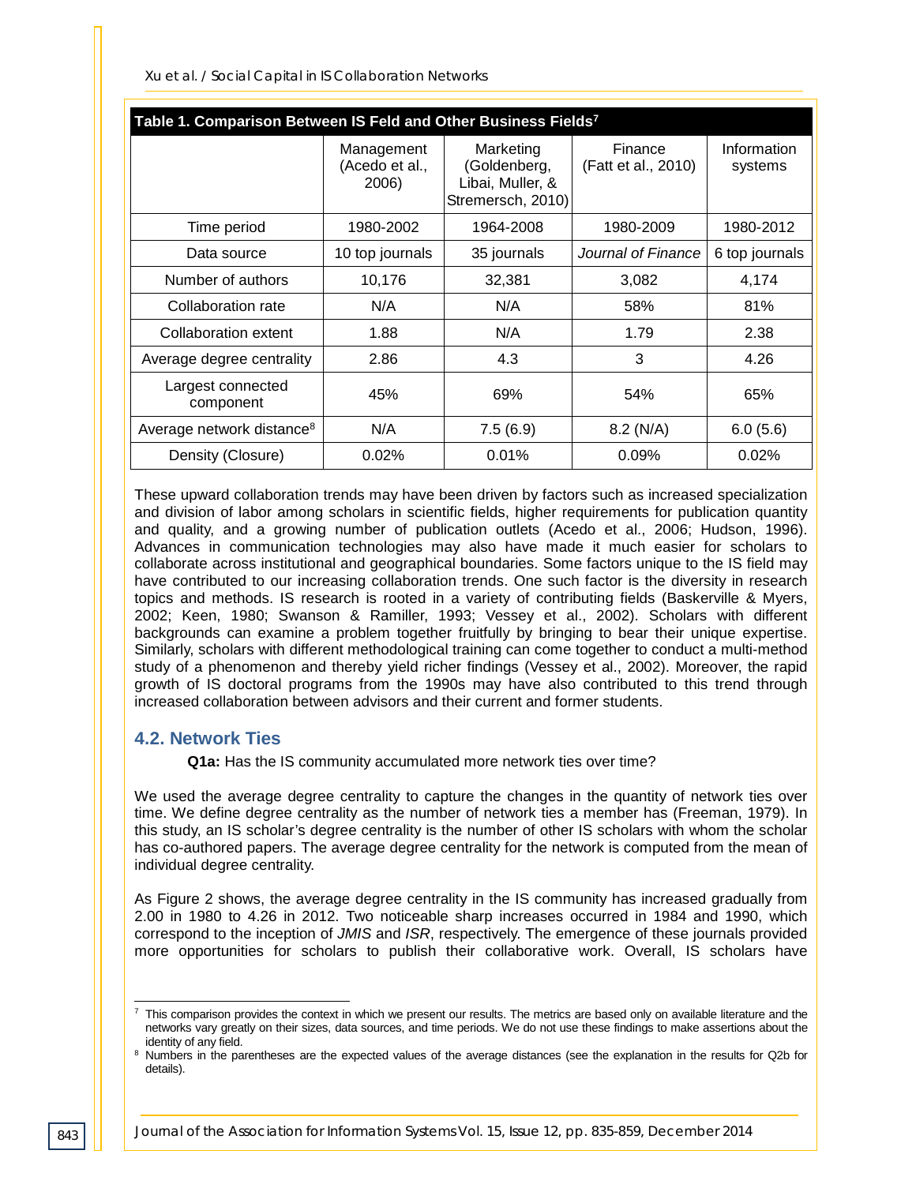**Table 1. Comparison Between IS Feld and Other Business Fields[7]**

| | Management (Acedo et al., 2006) | Marketing (Goldenberg, Libai, Muller, & Stremersch, 2010) | Finance (Fatt et al., 2010) | Information systems |
|---|---|---|---|---|
| Time period | 1980-2002 | 1964-2008 | 1980-2009 | 1980-2012 |
| Data source | 10 top journals | 35 journals | *Journal of Finance* | 6 top journals |
| Number of authors | 10,176 | 32,381 | 3,082 | 4,174 |
| Collaboration rate | N/A | N/A | 58% | 81% |
| Collaboration extent | 1.88 | N/A | 1.79 | 2.38 |
| Average degree centrality | 2.86 | 4.3 | 3 | 4.26 |
| Largest connected component | 45% | 69% | 54% | 65% |
| Average network distance[8] | N/A | 7.5 (6.9) | 8.2 (N/A) | 6.0 (5.6) |
| Density (Closure) | 0.02% | 0.01% | 0.09% | 0.02% |

These upward collaboration trends may have been driven by factors such as increased specialization and division of labor among scholars in scientific fields, higher requirements for publication quantity and quality, and a growing number of publication outlets (Acedo et al., 2006; Hudson, 1996). Advances in communication technologies may also have made it much easier for scholars to collaborate across institutional and geographical boundaries. Some factors unique to the IS field may have contributed to our increasing collaboration trends. One such factor is the diversity in research topics and methods. IS research is rooted in a variety of contributing fields (Baskerville & Myers, 2002; Keen, 1980; Swanson & Ramiller, 1993; Vessey et al., 2002). Scholars with different backgrounds can examine a problem together fruitfully by bringing to bear their unique expertise. Similarly, scholars with different methodological training can come together to conduct a multi-method study of a phenomenon and thereby yield richer findings (Vessey et al., 2002). Moreover, the rapid growth of IS doctoral programs from the 1990s may have also contributed to this trend through increased collaboration between advisors and their current and former students.

## 4.2. Network Ties

**Q1a:** Has the IS community accumulated more network ties over time?

We used the average degree centrality to capture the changes in the quantity of network ties over time. We define degree centrality as the number of network ties a member has (Freeman, 1979). In this study, an IS scholar's degree centrality is the number of other IS scholars with whom the scholar has co-authored papers. The average degree centrality for the network is computed from the mean of individual degree centrality.

As Figure 2 shows, the average degree centrality in the IS community has increased gradually from 2.00 in 1980 to 4.26 in 2012. Two noticeable sharp increases occurred in 1984 and 1990, which correspond to the inception of *JMIS* and *ISR*, respectively. The emergence of these journals provided more opportunities for scholars to publish their collaborative work. Overall, IS scholars have

---

[7] This comparison provides the context in which we present our results. The metrics are based only on available literature and the networks vary greatly on their sizes, data sources, and time periods. We do not use these findings to make assertions about the identity of any field.

[8] Numbers in the parentheses are the expected values of the average distances (see the explanation in the results for Q2b for details).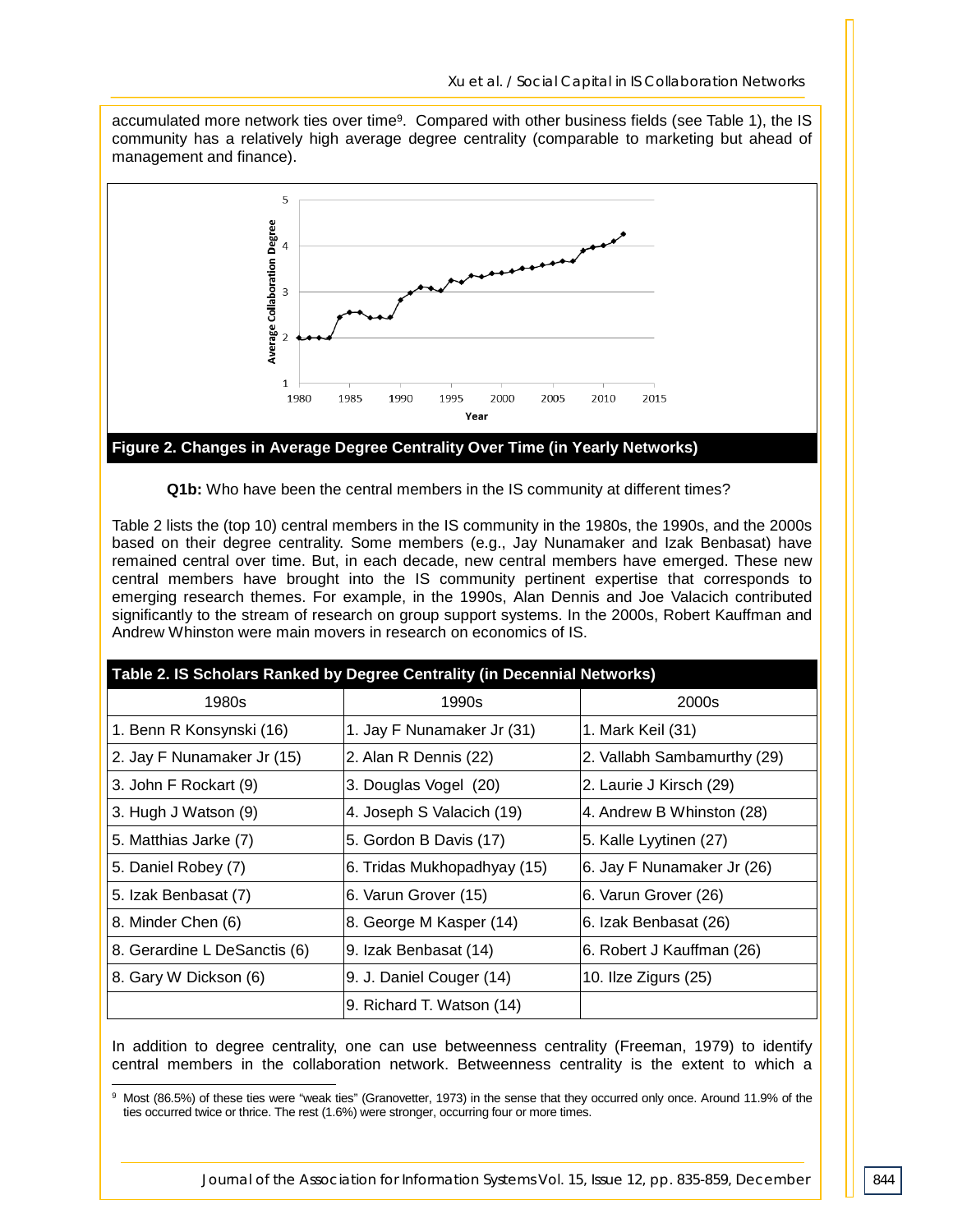accumulated more network ties over time[9]. Compared with other business fields (see Table 1), the IS community has a relatively high average degree centrality (comparable to marketing but ahead of management and finance).

**Figure 2. Changes in Average Degree Centrality Over Time (in Yearly Networks)**

**Q1b:** Who have been the central members in the IS community at different times?

Table 2 lists the (top 10) central members in the IS community in the 1980s, the 1990s, and the 2000s based on their degree centrality. Some members (e.g., Jay Nunamaker and Izak Benbasat) have remained central over time. But, in each decade, new central members have emerged. These new central members have brought into the IS community pertinent expertise that corresponds to emerging research themes. For example, in the 1990s, Alan Dennis and Joe Valacich contributed significantly to the stream of research on group support systems. In the 2000s, Robert Kauffman and Andrew Whinston were main movers in research on economics of IS.

**Table 2. IS Scholars Ranked by Degree Centrality (in Decennial Networks)**

| 1980s | 1990s | 2000s |
|---|---|---|
| 1. Benn R Konsynski (16) | 1. Jay F Nunamaker Jr (31) | 1. Mark Keil (31) |
| 2. Jay F Nunamaker Jr (15) | 2. Alan R Dennis (22) | 2. Vallabh Sambamurthy (29) |
| 3. John F Rockart (9) | 3. Douglas Vogel (20) | 2. Laurie J Kirsch (29) |
| 3. Hugh J Watson (9) | 4. Joseph S Valacich (19) | 4. Andrew B Whinston (28) |
| 5. Matthias Jarke (7) | 5. Gordon B Davis (17) | 5. Kalle Lyytinen (27) |
| 5. Daniel Robey (7) | 6. Tridas Mukhopadhyay (15) | 6. Jay F Nunamaker Jr (26) |
| 5. Izak Benbasat (7) | 6. Varun Grover (15) | 6. Varun Grover (26) |
| 8. Minder Chen (6) | 8. George M Kasper (14) | 6. Izak Benbasat (26) |
| 8. Gerardine L DeSanctis (6) | 9. Izak Benbasat (14) | 6. Robert J Kauffman (26) |
| 8. Gary W Dickson (6) | 9. J. Daniel Couger (14) | 10. Ilze Zigurs (25) |
| | 9. Richard T. Watson (14) | |

In addition to degree centrality, one can use betweenness centrality (Freeman, 1979) to identify central members in the collaboration network. Betweenness centrality is the extent to which a

[9] Most (86.5%) of these ties were "weak ties" (Granovetter, 1973) in the sense that they occurred only once. Around 11.9% of the ties occurred twice or thrice. The rest (1.6%) were stronger, occurring four or more times.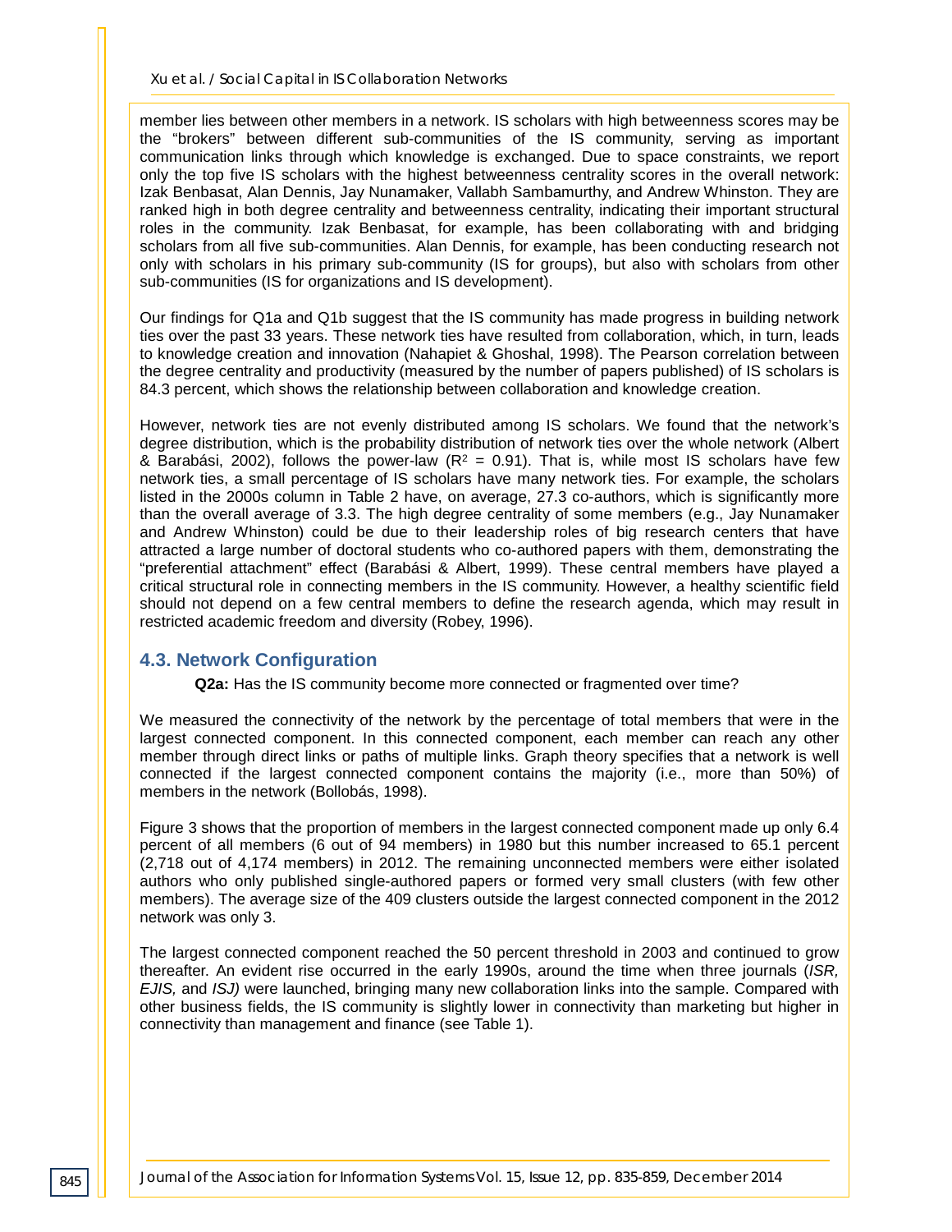member lies between other members in a network. IS scholars with high betweenness scores may be the “brokers” between different sub-communities of the IS community, serving as important communication links through which knowledge is exchanged. Due to space constraints, we report only the top five IS scholars with the highest betweenness centrality scores in the overall network: Izak Benbasat, Alan Dennis, Jay Nunamaker, Vallabh Sambamurthy, and Andrew Whinston. They are ranked high in both degree centrality and betweenness centrality, indicating their important structural roles in the community. Izak Benbasat, for example, has been collaborating with and bridging scholars from all five sub-communities. Alan Dennis, for example, has been conducting research not only with scholars in his primary sub-community (IS for groups), but also with scholars from other sub-communities (IS for organizations and IS development).

Our findings for Q1a and Q1b suggest that the IS community has made progress in building network ties over the past 33 years. These network ties have resulted from collaboration, which, in turn, leads to knowledge creation and innovation (Nahapiet & Ghoshal, 1998). The Pearson correlation between the degree centrality and productivity (measured by the number of papers published) of IS scholars is 84.3 percent, which shows the relationship between collaboration and knowledge creation.

However, network ties are not evenly distributed among IS scholars. We found that the network’s degree distribution, which is the probability distribution of network ties over the whole network (Albert & Barabási, 2002), follows the power-law ($R^2$ = 0.91). That is, while most IS scholars have few network ties, a small percentage of IS scholars have many network ties. For example, the scholars listed in the 2000s column in Table 2 have, on average, 27.3 co-authors, which is significantly more than the overall average of 3.3. The high degree centrality of some members (e.g., Jay Nunamaker and Andrew Whinston) could be due to their leadership roles of big research centers that have attracted a large number of doctoral students who co-authored papers with them, demonstrating the “preferential attachment” effect (Barabási & Albert, 1999). These central members have played a critical structural role in connecting members in the IS community. However, a healthy scientific field should not depend on a few central members to define the research agenda, which may result in restricted academic freedom and diversity (Robey, 1996).

### 4.3. Network Configuration

**Q2a:** Has the IS community become more connected or fragmented over time?

We measured the connectivity of the network by the percentage of total members that were in the largest connected component. In this connected component, each member can reach any other member through direct links or paths of multiple links. Graph theory specifies that a network is well connected if the largest connected component contains the majority (i.e., more than 50%) of members in the network (Bollobás, 1998).

Figure 3 shows that the proportion of members in the largest connected component made up only 6.4 percent of all members (6 out of 94 members) in 1980 but this number increased to 65.1 percent (2,718 out of 4,174 members) in 2012. The remaining unconnected members were either isolated authors who only published single-authored papers or formed very small clusters (with few other members). The average size of the 409 clusters outside the largest connected component in the 2012 network was only 3.

The largest connected component reached the 50 percent threshold in 2003 and continued to grow thereafter. An evident rise occurred in the early 1990s, around the time when three journals (*ISR, EJIS,* and *ISJ)* were launched, bringing many new collaboration links into the sample. Compared with other business fields, the IS community is slightly lower in connectivity than marketing but higher in connectivity than management and finance (see Table 1).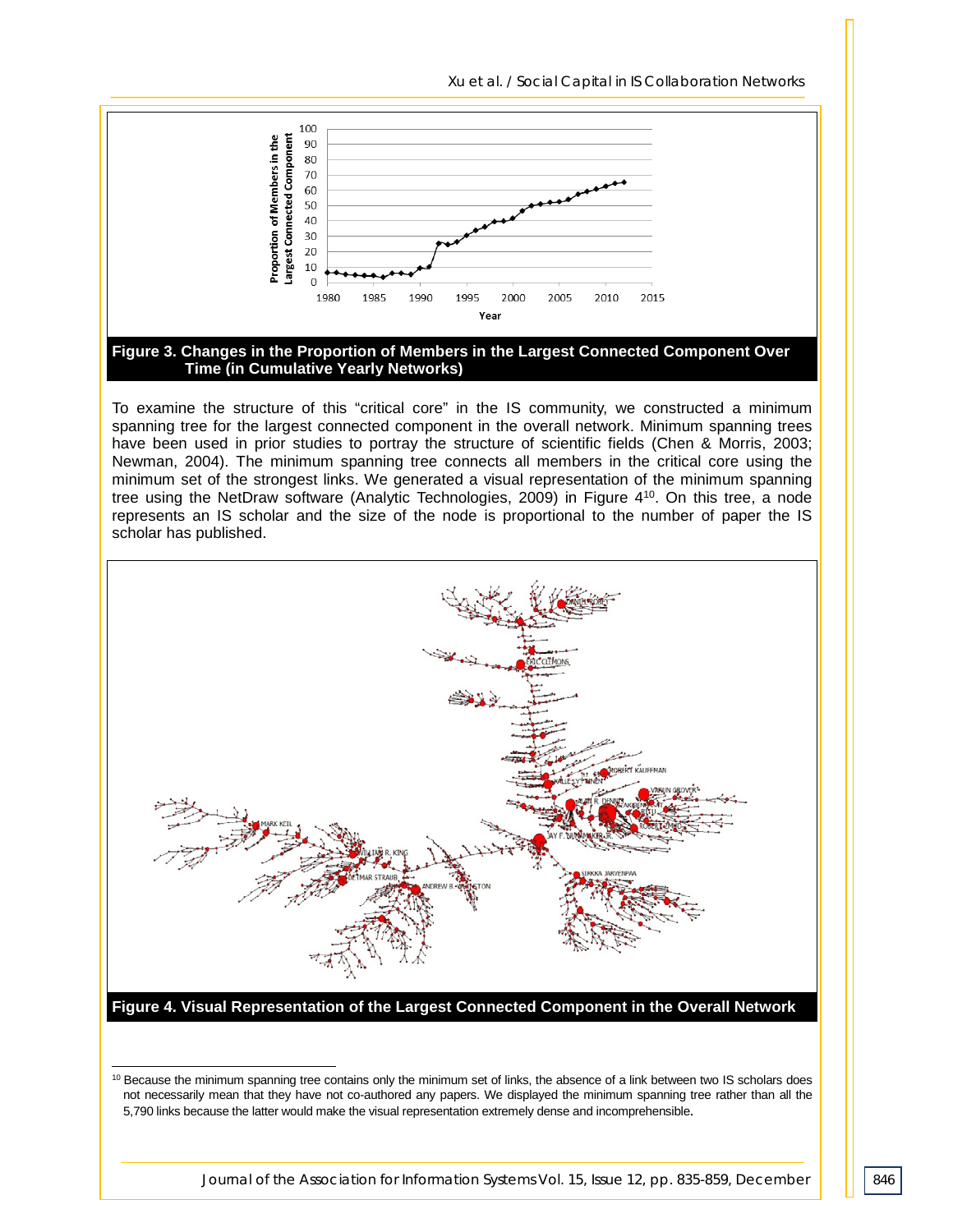**Figure 3. Changes in the Proportion of Members in the Largest Connected Component Over Time (in Cumulative Yearly Networks)**

To examine the structure of this "critical core" in the IS community, we constructed a minimum spanning tree for the largest connected component in the overall network. Minimum spanning trees have been used in prior studies to portray the structure of scientific fields (Chen & Morris, 2003; Newman, 2004). The minimum spanning tree connects all members in the critical core using the minimum set of the strongest links. We generated a visual representation of the minimum spanning tree using the NetDraw software (Analytic Technologies, 2009) in Figure 4[10]. On this tree, a node represents an IS scholar and the size of the node is proportional to the number of paper the IS scholar has published.

**Figure 4. Visual Representation of the Largest Connected Component in the Overall Network**

[10] Because the minimum spanning tree contains only the minimum set of links, the absence of a link between two IS scholars does not necessarily mean that they have not co-authored any papers. We displayed the minimum spanning tree rather than all the 5,790 links because the latter would make the visual representation extremely dense and incomprehensible.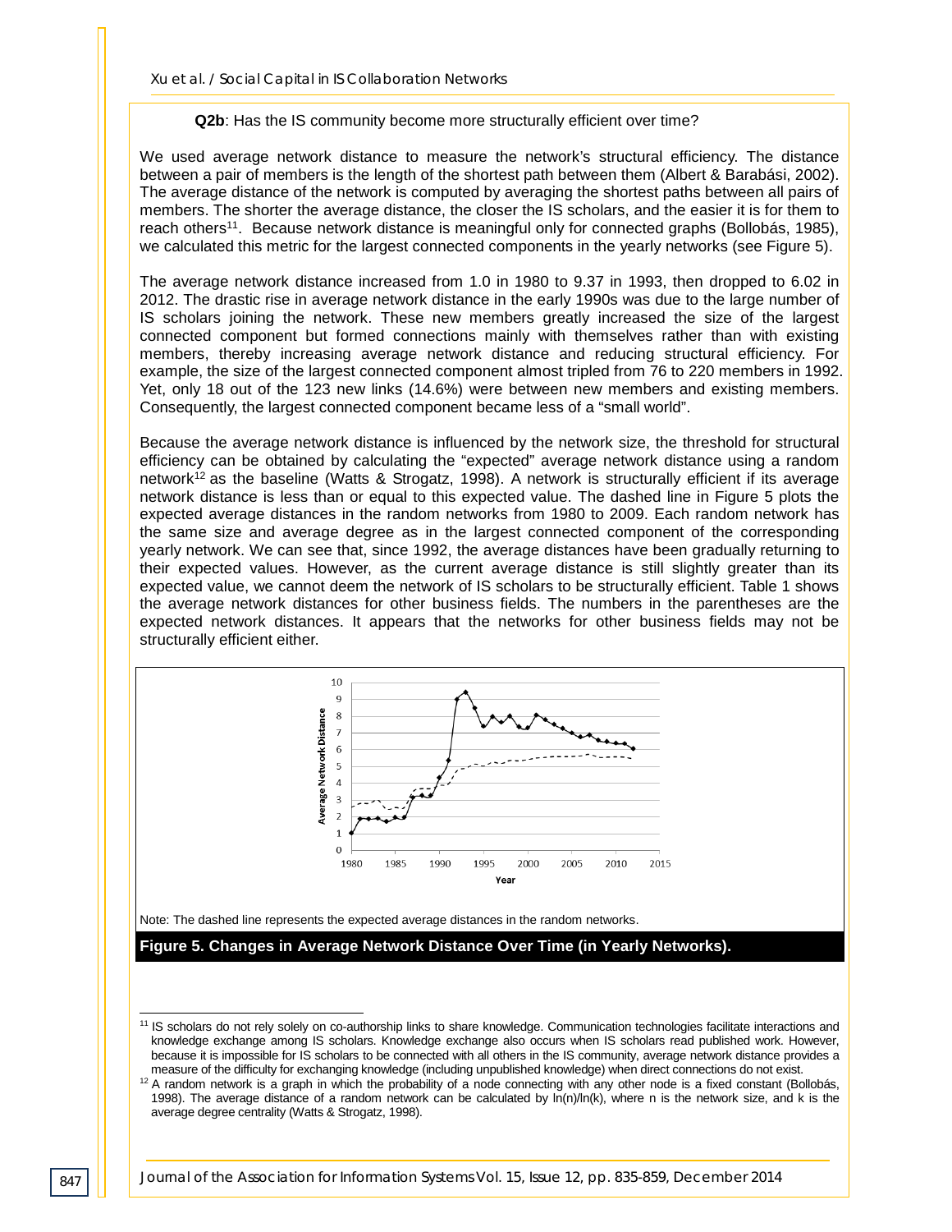**Q2b**: Has the IS community become more structurally efficient over time?

We used average network distance to measure the network's structural efficiency. The distance between a pair of members is the length of the shortest path between them (Albert & Barabási, 2002). The average distance of the network is computed by averaging the shortest paths between all pairs of members. The shorter the average distance, the closer the IS scholars, and the easier it is for them to reach others[11]. Because network distance is meaningful only for connected graphs (Bollobás, 1985), we calculated this metric for the largest connected components in the yearly networks (see Figure 5).

The average network distance increased from 1.0 in 1980 to 9.37 in 1993, then dropped to 6.02 in 2012. The drastic rise in average network distance in the early 1990s was due to the large number of IS scholars joining the network. These new members greatly increased the size of the largest connected component but formed connections mainly with themselves rather than with existing members, thereby increasing average network distance and reducing structural efficiency. For example, the size of the largest connected component almost tripled from 76 to 220 members in 1992. Yet, only 18 out of the 123 new links (14.6%) were between new members and existing members. Consequently, the largest connected component became less of a "small world".

Because the average network distance is influenced by the network size, the threshold for structural efficiency can be obtained by calculating the "expected" average network distance using a random network[12] as the baseline (Watts & Strogatz, 1998). A network is structurally efficient if its average network distance is less than or equal to this expected value. The dashed line in Figure 5 plots the expected average distances in the random networks from 1980 to 2009. Each random network has the same size and average degree as in the largest connected component of the corresponding yearly network. We can see that, since 1992, the average distances have been gradually returning to their expected values. However, as the current average distance is still slightly greater than its expected value, we cannot deem the network of IS scholars to be structurally efficient. Table 1 shows the average network distances for other business fields. The numbers in the parentheses are the expected network distances. It appears that the networks for other business fields may not be structurally efficient either.

Note: The dashed line represents the expected average distances in the random networks.

**Figure 5. Changes in Average Network Distance Over Time (in Yearly Networks).**

---

[11] IS scholars do not rely solely on co-authorship links to share knowledge. Communication technologies facilitate interactions and knowledge exchange among IS scholars. Knowledge exchange also occurs when IS scholars read published work. However, because it is impossible for IS scholars to be connected with all others in the IS community, average network distance provides a measure of the difficulty for exchanging knowledge (including unpublished knowledge) when direct connections do not exist.

[12] A random network is a graph in which the probability of a node connecting with any other node is a fixed constant (Bollobás, 1998). The average distance of a random network can be calculated by $\ln(n)/\ln(k)$, where n is the network size, and k is the average degree centrality (Watts & Strogatz, 1998).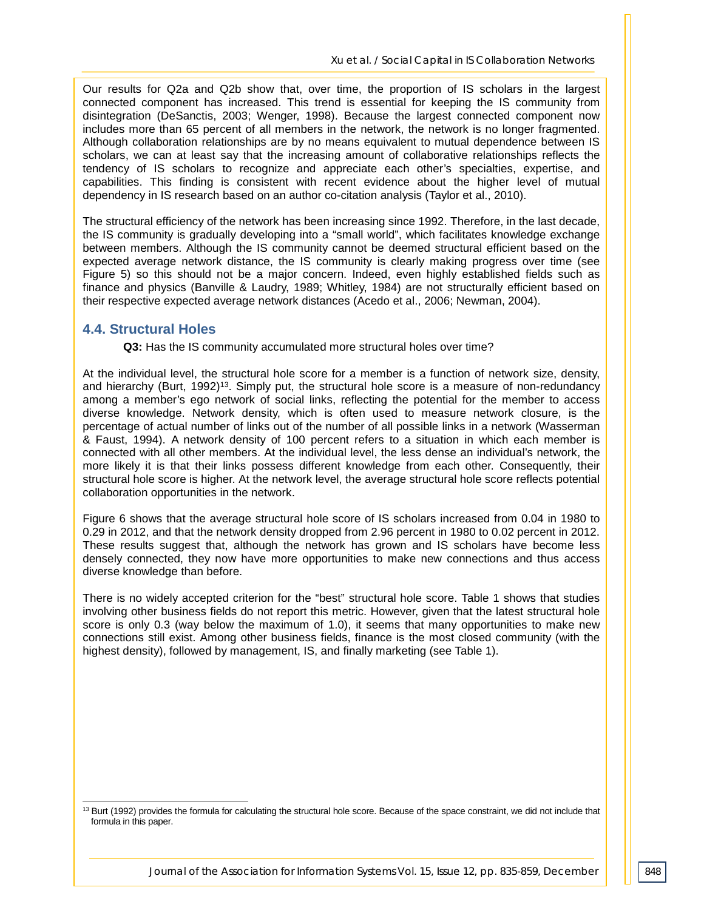Our results for Q2a and Q2b show that, over time, the proportion of IS scholars in the largest connected component has increased. This trend is essential for keeping the IS community from disintegration (DeSanctis, 2003; Wenger, 1998). Because the largest connected component now includes more than 65 percent of all members in the network, the network is no longer fragmented. Although collaboration relationships are by no means equivalent to mutual dependence between IS scholars, we can at least say that the increasing amount of collaborative relationships reflects the tendency of IS scholars to recognize and appreciate each other's specialties, expertise, and capabilities. This finding is consistent with recent evidence about the higher level of mutual dependency in IS research based on an author co-citation analysis (Taylor et al., 2010).

The structural efficiency of the network has been increasing since 1992. Therefore, in the last decade, the IS community is gradually developing into a "small world", which facilitates knowledge exchange between members. Although the IS community cannot be deemed structural efficient based on the expected average network distance, the IS community is clearly making progress over time (see Figure 5) so this should not be a major concern. Indeed, even highly established fields such as finance and physics (Banville & Laudry, 1989; Whitley, 1984) are not structurally efficient based on their respective expected average network distances (Acedo et al., 2006; Newman, 2004).

## 4.4. Structural Holes

**Q3:** Has the IS community accumulated more structural holes over time?

At the individual level, the structural hole score for a member is a function of network size, density, and hierarchy (Burt, 1992)[13]. Simply put, the structural hole score is a measure of non-redundancy among a member's ego network of social links, reflecting the potential for the member to access diverse knowledge. Network density, which is often used to measure network closure, is the percentage of actual number of links out of the number of all possible links in a network (Wasserman & Faust, 1994). A network density of 100 percent refers to a situation in which each member is connected with all other members. At the individual level, the less dense an individual's network, the more likely it is that their links possess different knowledge from each other. Consequently, their structural hole score is higher. At the network level, the average structural hole score reflects potential collaboration opportunities in the network.

Figure 6 shows that the average structural hole score of IS scholars increased from 0.04 in 1980 to 0.29 in 2012, and that the network density dropped from 2.96 percent in 1980 to 0.02 percent in 2012. These results suggest that, although the network has grown and IS scholars have become less densely connected, they now have more opportunities to make new connections and thus access diverse knowledge than before.

There is no widely accepted criterion for the "best" structural hole score. Table 1 shows that studies involving other business fields do not report this metric. However, given that the latest structural hole score is only 0.3 (way below the maximum of 1.0), it seems that many opportunities to make new connections still exist. Among other business fields, finance is the most closed community (with the highest density), followed by management, IS, and finally marketing (see Table 1).

---

[13] Burt (1992) provides the formula for calculating the structural hole score. Because of the space constraint, we did not include that formula in this paper.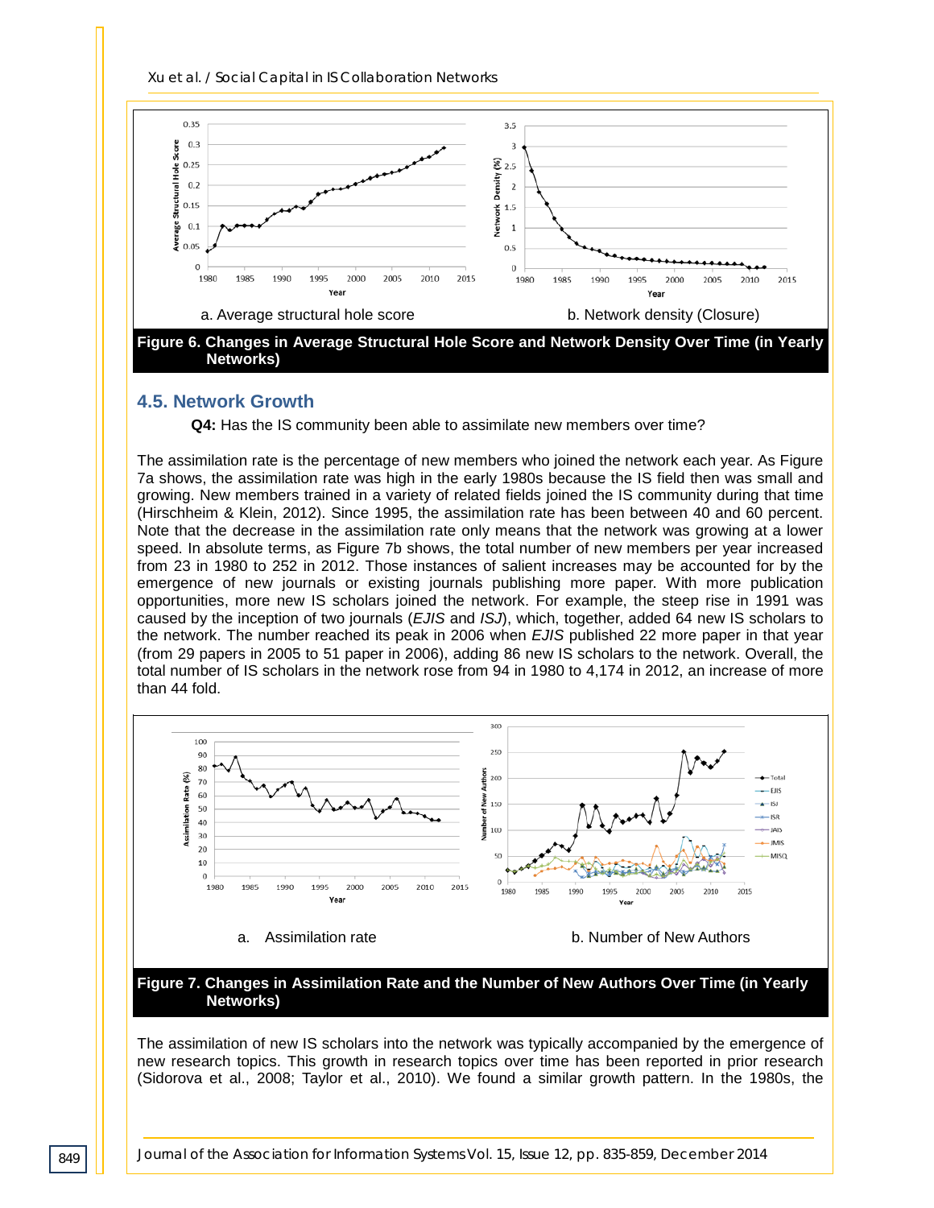a. Average structural hole score

b. Network density (Closure)

**Figure 6. Changes in Average Structural Hole Score and Network Density Over Time (in Yearly Networks)**

## 4.5. Network Growth

**Q4:** Has the IS community been able to assimilate new members over time?

The assimilation rate is the percentage of new members who joined the network each year. As Figure 7a shows, the assimilation rate was high in the early 1980s because the IS field then was small and growing. New members trained in a variety of related fields joined the IS community during that time (Hirschheim & Klein, 2012). Since 1995, the assimilation rate has been between 40 and 60 percent. Note that the decrease in the assimilation rate only means that the network was growing at a lower speed. In absolute terms, as Figure 7b shows, the total number of new members per year increased from 23 in 1980 to 252 in 2012. Those instances of salient increases may be accounted for by the emergence of new journals or existing journals publishing more paper. With more publication opportunities, more new IS scholars joined the network. For example, the steep rise in 1991 was caused by the inception of two journals (*EJIS* and *ISJ*), which, together, added 64 new IS scholars to the network. The number reached its peak in 2006 when *EJIS* published 22 more paper in that year (from 29 papers in 2005 to 51 paper in 2006), adding 86 new IS scholars to the network. Overall, the total number of IS scholars in the network rose from 94 in 1980 to 4,174 in 2012, an increase of more than 44 fold.

a. Assimilation rate

b. Number of New Authors

**Figure 7. Changes in Assimilation Rate and the Number of New Authors Over Time (in Yearly Networks)**

The assimilation of new IS scholars into the network was typically accompanied by the emergence of new research topics. This growth in research topics over time has been reported in prior research (Sidorova et al., 2008; Taylor et al., 2010). We found a similar growth pattern. In the 1980s, the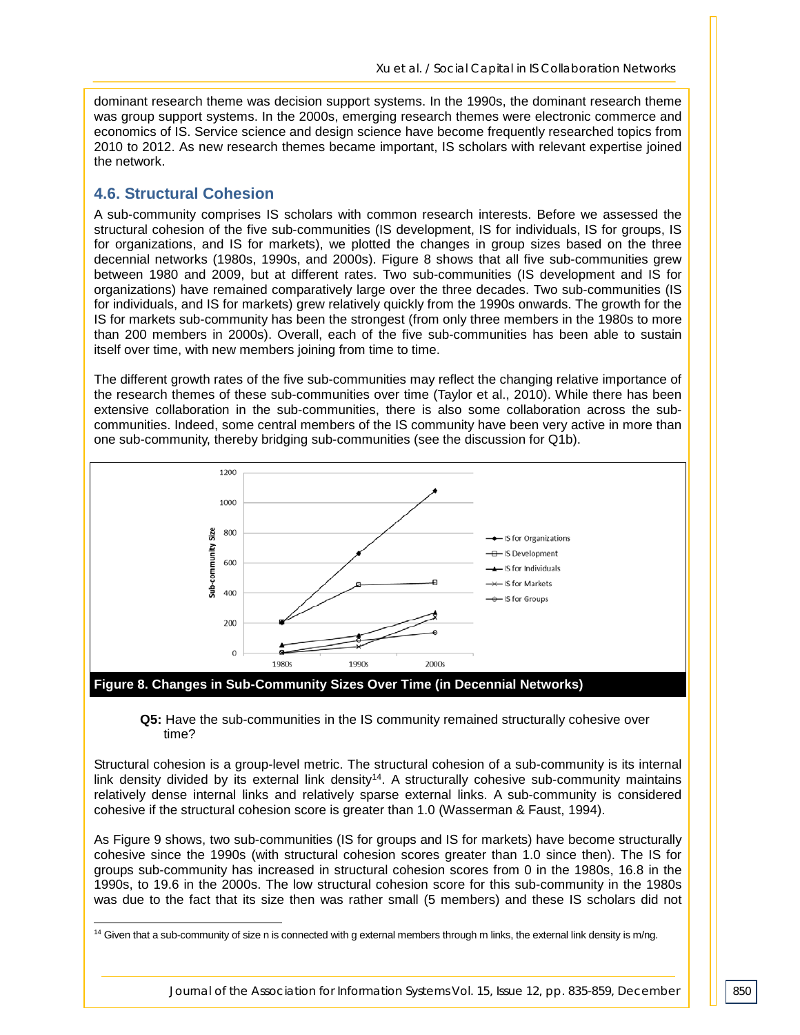dominant research theme was decision support systems. In the 1990s, the dominant research theme was group support systems. In the 2000s, emerging research themes were electronic commerce and economics of IS. Service science and design science have become frequently researched topics from 2010 to 2012. As new research themes became important, IS scholars with relevant expertise joined the network.

## 4.6. Structural Cohesion

A sub-community comprises IS scholars with common research interests. Before we assessed the structural cohesion of the five sub-communities (IS development, IS for individuals, IS for groups, IS for organizations, and IS for markets), we plotted the changes in group sizes based on the three decennial networks (1980s, 1990s, and 2000s). Figure 8 shows that all five sub-communities grew between 1980 and 2009, but at different rates. Two sub-communities (IS development and IS for organizations) have remained comparatively large over the three decades. Two sub-communities (IS for individuals, and IS for markets) grew relatively quickly from the 1990s onwards. The growth for the IS for markets sub-community has been the strongest (from only three members in the 1980s to more than 200 members in 2000s). Overall, each of the five sub-communities has been able to sustain itself over time, with new members joining from time to time.

The different growth rates of the five sub-communities may reflect the changing relative importance of the research themes of these sub-communities over time (Taylor et al., 2010). While there has been extensive collaboration in the sub-communities, there is also some collaboration across the sub-communities. Indeed, some central members of the IS community have been very active in more than one sub-community, thereby bridging sub-communities (see the discussion for Q1b).

**Figure 8. Changes in Sub-Community Sizes Over Time (in Decennial Networks)**

> **Q5:** Have the sub-communities in the IS community remained structurally cohesive over time?

Structural cohesion is a group-level metric. The structural cohesion of a sub-community is its internal link density divided by its external link density[14]. A structurally cohesive sub-community maintains relatively dense internal links and relatively sparse external links. A sub-community is considered cohesive if the structural cohesion score is greater than 1.0 (Wasserman & Faust, 1994).

As Figure 9 shows, two sub-communities (IS for groups and IS for markets) have become structurally cohesive since the 1990s (with structural cohesion scores greater than 1.0 since then). The IS for groups sub-community has increased in structural cohesion scores from 0 in the 1980s, 16.8 in the 1990s, to 19.6 in the 2000s. The low structural cohesion score for this sub-community in the 1980s was due to the fact that its size then was rather small (5 members) and these IS scholars did not

[14] Given that a sub-community of size n is connected with g external members through m links, the external link density is m/ng.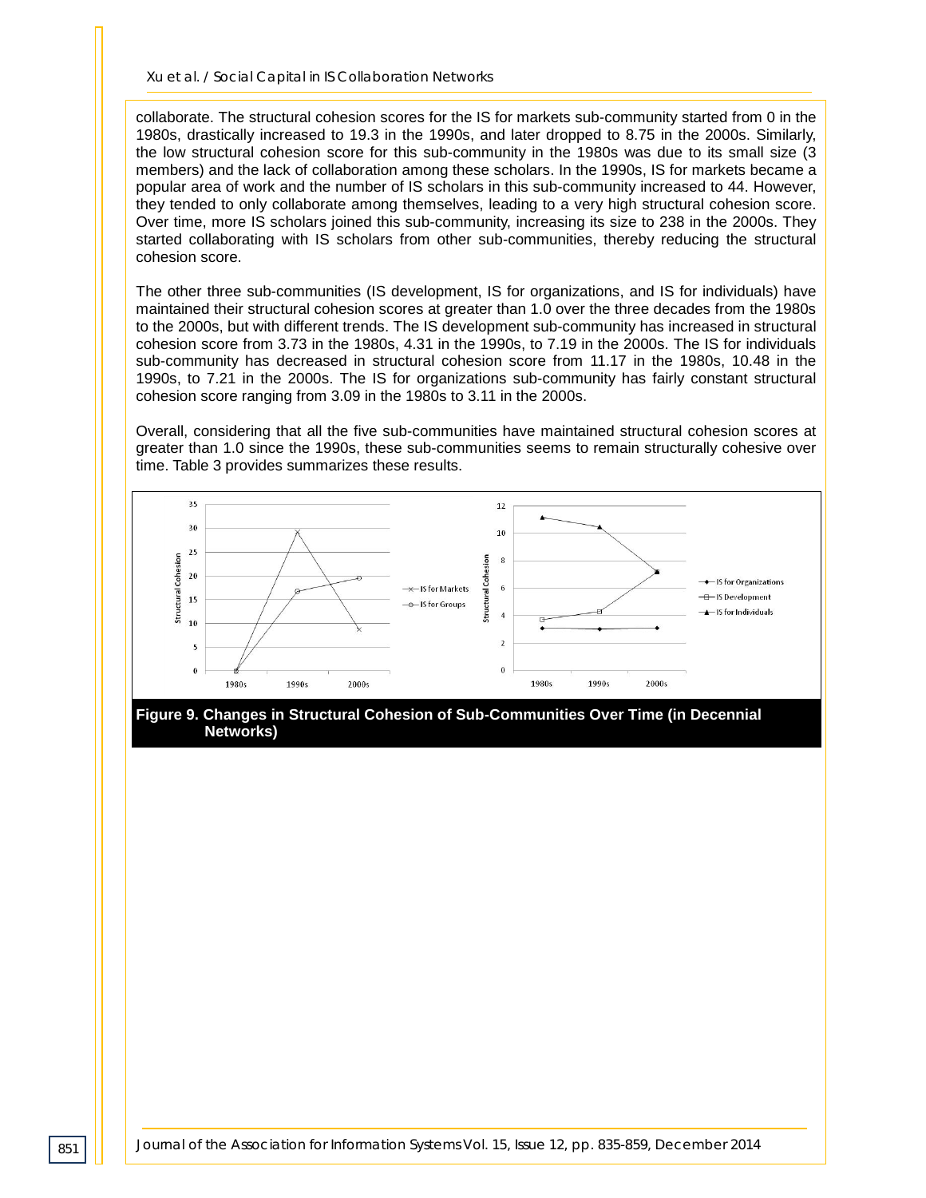collaborate. The structural cohesion scores for the IS for markets sub-community started from 0 in the 1980s, drastically increased to 19.3 in the 1990s, and later dropped to 8.75 in the 2000s. Similarly, the low structural cohesion score for this sub-community in the 1980s was due to its small size (3 members) and the lack of collaboration among these scholars. In the 1990s, IS for markets became a popular area of work and the number of IS scholars in this sub-community increased to 44. However, they tended to only collaborate among themselves, leading to a very high structural cohesion score. Over time, more IS scholars joined this sub-community, increasing its size to 238 in the 2000s. They started collaborating with IS scholars from other sub-communities, thereby reducing the structural cohesion score.

The other three sub-communities (IS development, IS for organizations, and IS for individuals) have maintained their structural cohesion scores at greater than 1.0 over the three decades from the 1980s to the 2000s, but with different trends. The IS development sub-community has increased in structural cohesion score from 3.73 in the 1980s, 4.31 in the 1990s, to 7.19 in the 2000s. The IS for individuals sub-community has decreased in structural cohesion score from 11.17 in the 1980s, 10.48 in the 1990s, to 7.21 in the 2000s. The IS for organizations sub-community has fairly constant structural cohesion score ranging from 3.09 in the 1980s to 3.11 in the 2000s.

Overall, considering that all the five sub-communities have maintained structural cohesion scores at greater than 1.0 since the 1990s, these sub-communities seems to remain structurally cohesive over time. Table 3 provides summarizes these results.

**Figure 9. Changes in Structural Cohesion of Sub-Communities Over Time (in Decennial Networks)**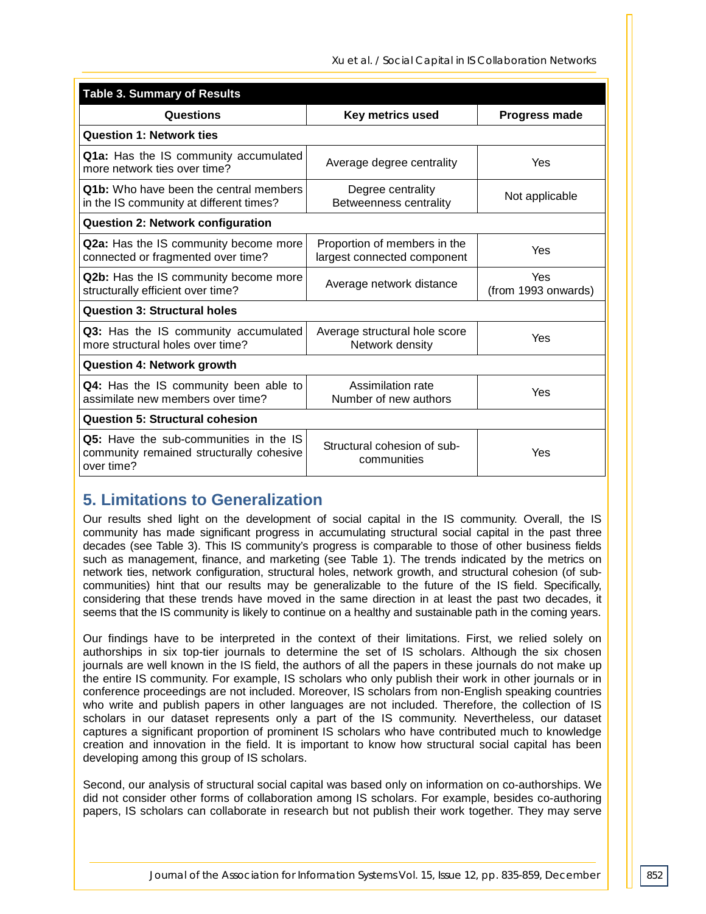**Table 3. Summary of Results**

| Questions | Key metrics used | Progress made |
|---|---|---|
| **Question 1: Network ties** | | |
| **Q1a:** Has the IS community accumulated more network ties over time? | Average degree centrality | Yes |
| **Q1b:** Who have been the central members in the IS community at different times? | Degree centrality<br>Betweenness centrality | Not applicable |
| **Question 2: Network configuration** | | |
| **Q2a:** Has the IS community become more connected or fragmented over time? | Proportion of members in the largest connected component | Yes |
| **Q2b:** Has the IS community become more structurally efficient over time? | Average network distance | Yes<br>(from 1993 onwards) |
| **Question 3: Structural holes** | | |
| **Q3:** Has the IS community accumulated more structural holes over time? | Average structural hole score<br>Network density | Yes |
| **Question 4: Network growth** | | |
| **Q4:** Has the IS community been able to assimilate new members over time? | Assimilation rate<br>Number of new authors | Yes |
| **Question 5: Structural cohesion** | | |
| **Q5:** Have the sub-communities in the IS community remained structurally cohesive over time? | Structural cohesion of sub-communities | Yes |

## 5. Limitations to Generalization

Our results shed light on the development of social capital in the IS community. Overall, the IS community has made significant progress in accumulating structural social capital in the past three decades (see Table 3). This IS community's progress is comparable to those of other business fields such as management, finance, and marketing (see Table 1). The trends indicated by the metrics on network ties, network configuration, structural holes, network growth, and structural cohesion (of sub-communities) hint that our results may be generalizable to the future of the IS field. Specifically, considering that these trends have moved in the same direction in at least the past two decades, it seems that the IS community is likely to continue on a healthy and sustainable path in the coming years.

Our findings have to be interpreted in the context of their limitations. First, we relied solely on authorships in six top-tier journals to determine the set of IS scholars. Although the six chosen journals are well known in the IS field, the authors of all the papers in these journals do not make up the entire IS community. For example, IS scholars who only publish their work in other journals or in conference proceedings are not included. Moreover, IS scholars from non-English speaking countries who write and publish papers in other languages are not included. Therefore, the collection of IS scholars in our dataset represents only a part of the IS community. Nevertheless, our dataset captures a significant proportion of prominent IS scholars who have contributed much to knowledge creation and innovation in the field. It is important to know how structural social capital has been developing among this group of IS scholars.

Second, our analysis of structural social capital was based only on information on co-authorships. We did not consider other forms of collaboration among IS scholars. For example, besides co-authoring papers, IS scholars can collaborate in research but not publish their work together. They may serve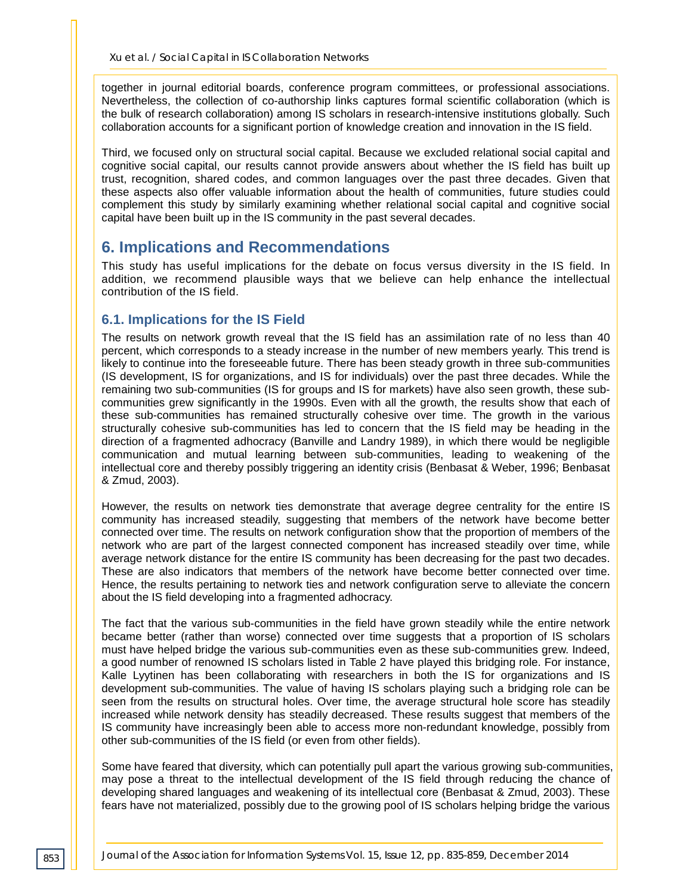together in journal editorial boards, conference program committees, or professional associations. Nevertheless, the collection of co-authorship links captures formal scientific collaboration (which is the bulk of research collaboration) among IS scholars in research-intensive institutions globally. Such collaboration accounts for a significant portion of knowledge creation and innovation in the IS field.

Third, we focused only on structural social capital. Because we excluded relational social capital and cognitive social capital, our results cannot provide answers about whether the IS field has built up trust, recognition, shared codes, and common languages over the past three decades. Given that these aspects also offer valuable information about the health of communities, future studies could complement this study by similarly examining whether relational social capital and cognitive social capital have been built up in the IS community in the past several decades.

## 6. Implications and Recommendations

This study has useful implications for the debate on focus versus diversity in the IS field. In addition, we recommend plausible ways that we believe can help enhance the intellectual contribution of the IS field.

### 6.1. Implications for the IS Field

The results on network growth reveal that the IS field has an assimilation rate of no less than 40 percent, which corresponds to a steady increase in the number of new members yearly. This trend is likely to continue into the foreseeable future. There has been steady growth in three sub-communities (IS development, IS for organizations, and IS for individuals) over the past three decades. While the remaining two sub-communities (IS for groups and IS for markets) have also seen growth, these sub-communities grew significantly in the 1990s. Even with all the growth, the results show that each of these sub-communities has remained structurally cohesive over time. The growth in the various structurally cohesive sub-communities has led to concern that the IS field may be heading in the direction of a fragmented adhocracy (Banville and Landry 1989), in which there would be negligible communication and mutual learning between sub-communities, leading to weakening of the intellectual core and thereby possibly triggering an identity crisis (Benbasat & Weber, 1996; Benbasat & Zmud, 2003).

However, the results on network ties demonstrate that average degree centrality for the entire IS community has increased steadily, suggesting that members of the network have become better connected over time. The results on network configuration show that the proportion of members of the network who are part of the largest connected component has increased steadily over time, while average network distance for the entire IS community has been decreasing for the past two decades. These are also indicators that members of the network have become better connected over time. Hence, the results pertaining to network ties and network configuration serve to alleviate the concern about the IS field developing into a fragmented adhocracy.

The fact that the various sub-communities in the field have grown steadily while the entire network became better (rather than worse) connected over time suggests that a proportion of IS scholars must have helped bridge the various sub-communities even as these sub-communities grew. Indeed, a good number of renowned IS scholars listed in Table 2 have played this bridging role. For instance, Kalle Lyytinen has been collaborating with researchers in both the IS for organizations and IS development sub-communities. The value of having IS scholars playing such a bridging role can be seen from the results on structural holes. Over time, the average structural hole score has steadily increased while network density has steadily decreased. These results suggest that members of the IS community have increasingly been able to access more non-redundant knowledge, possibly from other sub-communities of the IS field (or even from other fields).

Some have feared that diversity, which can potentially pull apart the various growing sub-communities, may pose a threat to the intellectual development of the IS field through reducing the chance of developing shared languages and weakening of its intellectual core (Benbasat & Zmud, 2003). These fears have not materialized, possibly due to the growing pool of IS scholars helping bridge the various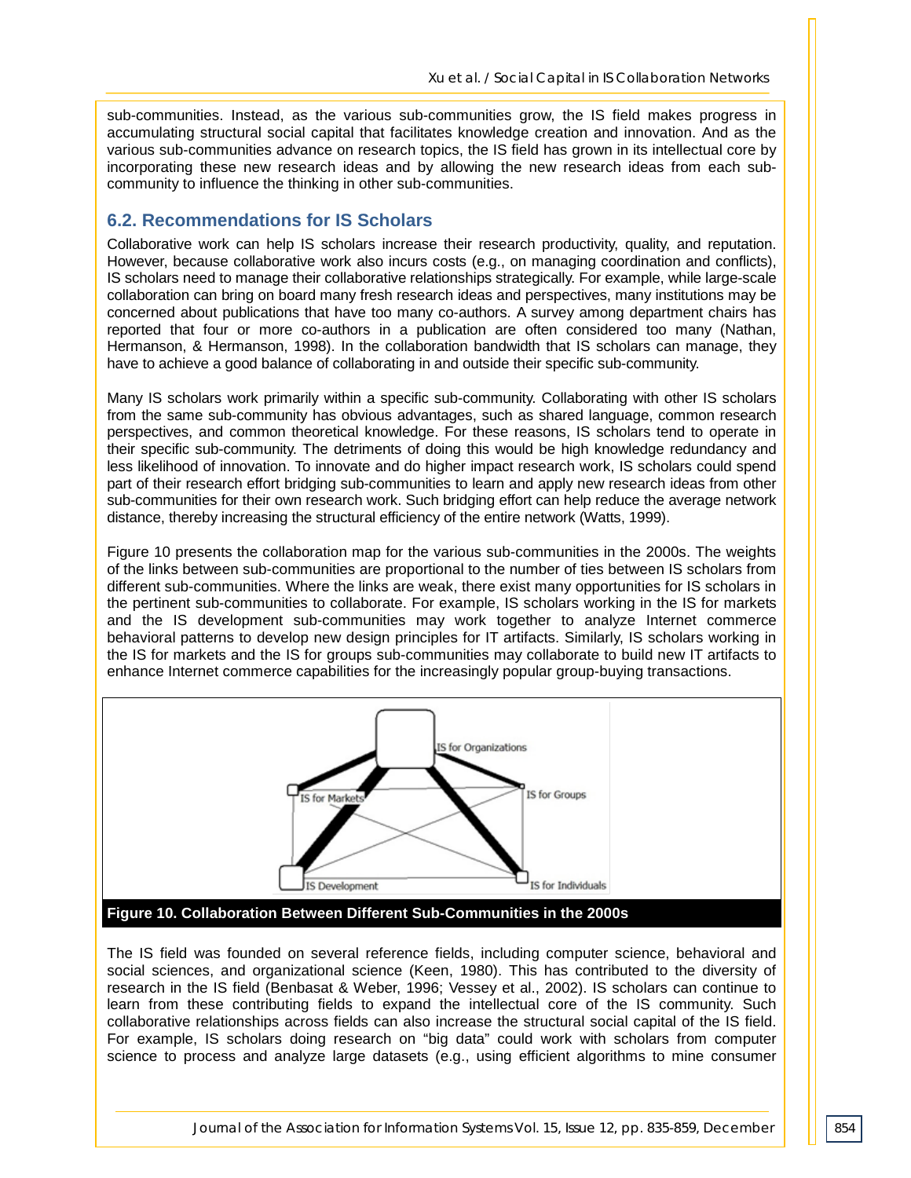sub-communities. Instead, as the various sub-communities grow, the IS field makes progress in accumulating structural social capital that facilitates knowledge creation and innovation. And as the various sub-communities advance on research topics, the IS field has grown in its intellectual core by incorporating these new research ideas and by allowing the new research ideas from each sub-community to influence the thinking in other sub-communities.

## 6.2. Recommendations for IS Scholars

Collaborative work can help IS scholars increase their research productivity, quality, and reputation. However, because collaborative work also incurs costs (e.g., on managing coordination and conflicts), IS scholars need to manage their collaborative relationships strategically. For example, while large-scale collaboration can bring on board many fresh research ideas and perspectives, many institutions may be concerned about publications that have too many co-authors. A survey among department chairs has reported that four or more co-authors in a publication are often considered too many (Nathan, Hermanson, & Hermanson, 1998). In the collaboration bandwidth that IS scholars can manage, they have to achieve a good balance of collaborating in and outside their specific sub-community.

Many IS scholars work primarily within a specific sub-community. Collaborating with other IS scholars from the same sub-community has obvious advantages, such as shared language, common research perspectives, and common theoretical knowledge. For these reasons, IS scholars tend to operate in their specific sub-community. The detriments of doing this would be high knowledge redundancy and less likelihood of innovation. To innovate and do higher impact research work, IS scholars could spend part of their research effort bridging sub-communities to learn and apply new research ideas from other sub-communities for their own research work. Such bridging effort can help reduce the average network distance, thereby increasing the structural efficiency of the entire network (Watts, 1999).

Figure 10 presents the collaboration map for the various sub-communities in the 2000s. The weights of the links between sub-communities are proportional to the number of ties between IS scholars from different sub-communities. Where the links are weak, there exist many opportunities for IS scholars in the pertinent sub-communities to collaborate. For example, IS scholars working in the IS for markets and the IS development sub-communities may work together to analyze Internet commerce behavioral patterns to develop new design principles for IT artifacts. Similarly, IS scholars working in the IS for markets and the IS for groups sub-communities may collaborate to build new IT artifacts to enhance Internet commerce capabilities for the increasingly popular group-buying transactions.

**Figure 10. Collaboration Between Different Sub-Communities in the 2000s**

The IS field was founded on several reference fields, including computer science, behavioral and social sciences, and organizational science (Keen, 1980). This has contributed to the diversity of research in the IS field (Benbasat & Weber, 1996; Vessey et al., 2002). IS scholars can continue to learn from these contributing fields to expand the intellectual core of the IS community. Such collaborative relationships across fields can also increase the structural social capital of the IS field. For example, IS scholars doing research on “big data” could work with scholars from computer science to process and analyze large datasets (e.g., using efficient algorithms to mine consumer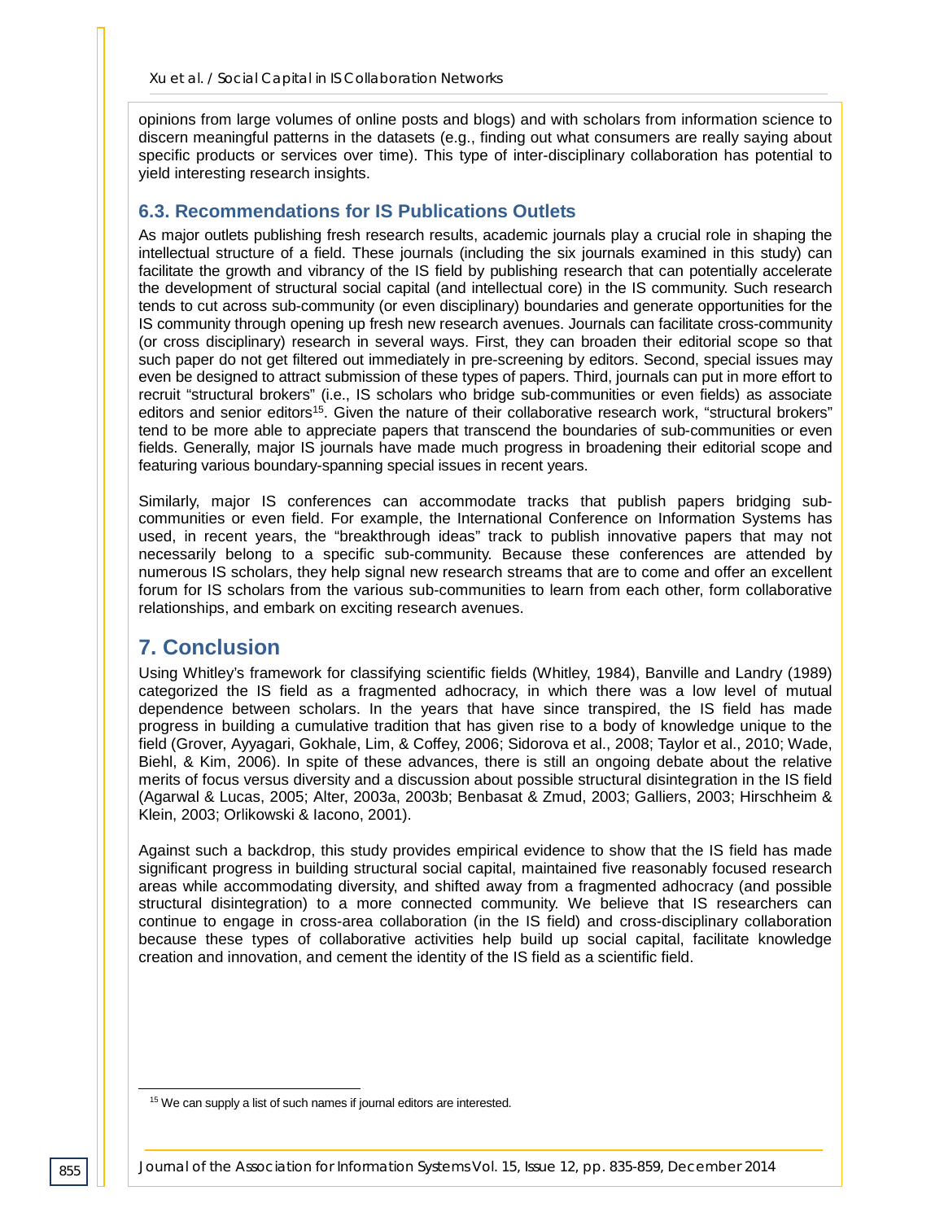opinions from large volumes of online posts and blogs) and with scholars from information science to discern meaningful patterns in the datasets (e.g., finding out what consumers are really saying about specific products or services over time). This type of inter-disciplinary collaboration has potential to yield interesting research insights.

### 6.3. Recommendations for IS Publications Outlets

As major outlets publishing fresh research results, academic journals play a crucial role in shaping the intellectual structure of a field. These journals (including the six journals examined in this study) can facilitate the growth and vibrancy of the IS field by publishing research that can potentially accelerate the development of structural social capital (and intellectual core) in the IS community. Such research tends to cut across sub-community (or even disciplinary) boundaries and generate opportunities for the IS community through opening up fresh new research avenues. Journals can facilitate cross-community (or cross disciplinary) research in several ways. First, they can broaden their editorial scope so that such paper do not get filtered out immediately in pre-screening by editors. Second, special issues may even be designed to attract submission of these types of papers. Third, journals can put in more effort to recruit "structural brokers" (i.e., IS scholars who bridge sub-communities or even fields) as associate editors and senior editors[15]. Given the nature of their collaborative research work, "structural brokers" tend to be more able to appreciate papers that transcend the boundaries of sub-communities or even fields. Generally, major IS journals have made much progress in broadening their editorial scope and featuring various boundary-spanning special issues in recent years.

Similarly, major IS conferences can accommodate tracks that publish papers bridging sub-communities or even field. For example, the International Conference on Information Systems has used, in recent years, the "breakthrough ideas" track to publish innovative papers that may not necessarily belong to a specific sub-community. Because these conferences are attended by numerous IS scholars, they help signal new research streams that are to come and offer an excellent forum for IS scholars from the various sub-communities to learn from each other, form collaborative relationships, and embark on exciting research avenues.

## 7. Conclusion

Using Whitley's framework for classifying scientific fields (Whitley, 1984), Banville and Landry (1989) categorized the IS field as a fragmented adhocracy, in which there was a low level of mutual dependence between scholars. In the years that have since transpired, the IS field has made progress in building a cumulative tradition that has given rise to a body of knowledge unique to the field (Grover, Ayyagari, Gokhale, Lim, & Coffey, 2006; Sidorova et al., 2008; Taylor et al., 2010; Wade, Biehl, & Kim, 2006). In spite of these advances, there is still an ongoing debate about the relative merits of focus versus diversity and a discussion about possible structural disintegration in the IS field (Agarwal & Lucas, 2005; Alter, 2003a, 2003b; Benbasat & Zmud, 2003; Galliers, 2003; Hirschheim & Klein, 2003; Orlikowski & Iacono, 2001).

Against such a backdrop, this study provides empirical evidence to show that the IS field has made significant progress in building structural social capital, maintained five reasonably focused research areas while accommodating diversity, and shifted away from a fragmented adhocracy (and possible structural disintegration) to a more connected community. We believe that IS researchers can continue to engage in cross-area collaboration (in the IS field) and cross-disciplinary collaboration because these types of collaborative activities help build up social capital, facilitate knowledge creation and innovation, and cement the identity of the IS field as a scientific field.

---

[15] We can supply a list of such names if journal editors are interested.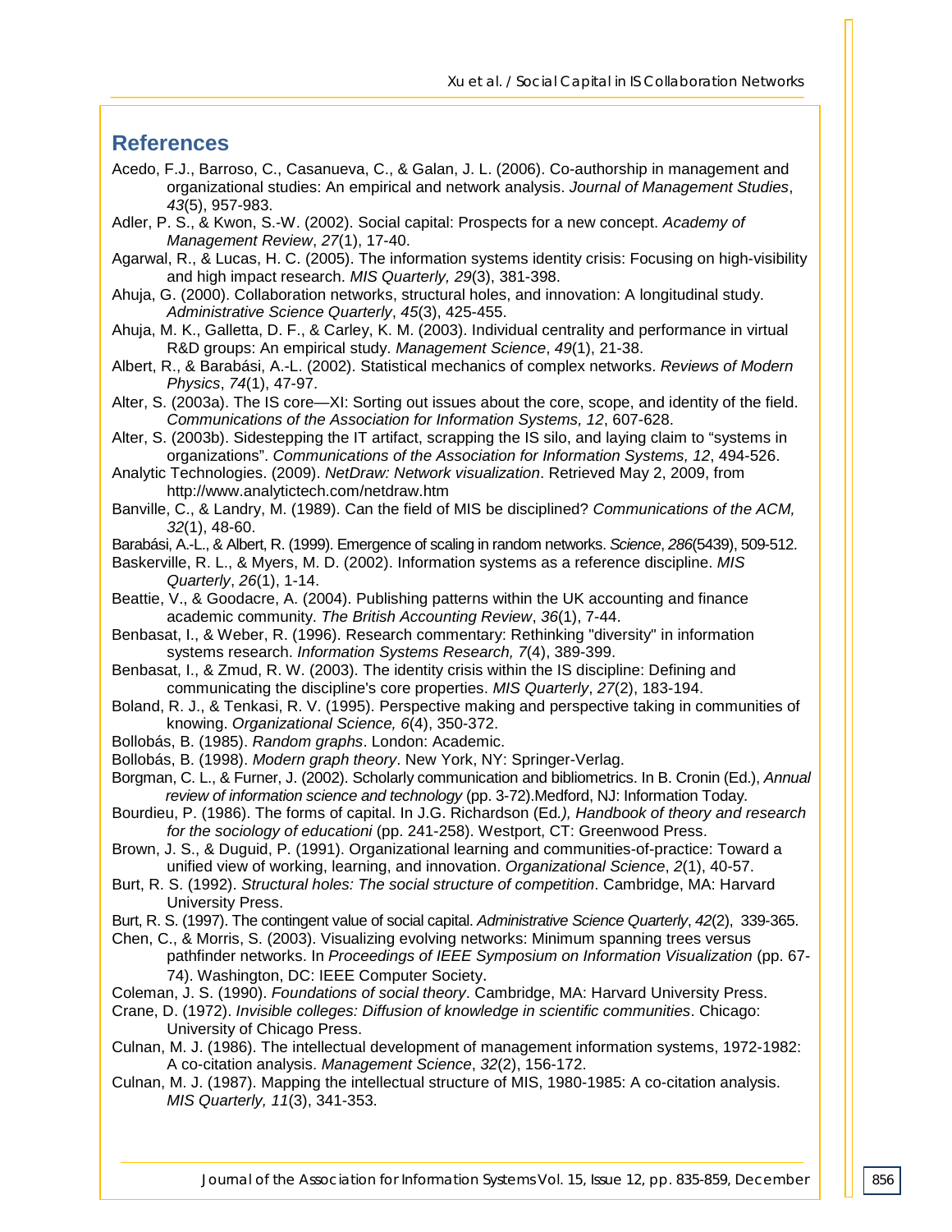## References

Acedo, F.J., Barroso, C., Casanueva, C., & Galan, J. L. (2006). Co-authorship in management and organizational studies: An empirical and network analysis. *Journal of Management Studies*, *43*(5), 957-983.

Adler, P. S., & Kwon, S.-W. (2002). Social capital: Prospects for a new concept. *Academy of Management Review*, *27*(1), 17-40.

Agarwal, R., & Lucas, H. C. (2005). The information systems identity crisis: Focusing on high-visibility and high impact research. *MIS Quarterly, 29*(3), 381-398.

Ahuja, G. (2000). Collaboration networks, structural holes, and innovation: A longitudinal study. *Administrative Science Quarterly*, *45*(3), 425-455.

Ahuja, M. K., Galletta, D. F., & Carley, K. M. (2003). Individual centrality and performance in virtual R&D groups: An empirical study. *Management Science*, *49*(1), 21-38.

Albert, R., & Barabási, A.-L. (2002). Statistical mechanics of complex networks. *Reviews of Modern Physics*, *74*(1), 47-97.

Alter, S. (2003a). The IS core—XI: Sorting out issues about the core, scope, and identity of the field. *Communications of the Association for Information Systems, 12*, 607-628.

Alter, S. (2003b). Sidestepping the IT artifact, scrapping the IS silo, and laying claim to “systems in organizations”. *Communications of the Association for Information Systems, 12*, 494-526.

Analytic Technologies. (2009). *NetDraw: Network visualization*. Retrieved May 2, 2009, from http://www.analytictech.com/netdraw.htm

Banville, C., & Landry, M. (1989). Can the field of MIS be disciplined? *Communications of the ACM, 32*(1), 48-60.

Barabási, A.-L., & Albert, R. (1999). Emergence of scaling in random networks. *Science*, *286*(5439), 509-512.

Baskerville, R. L., & Myers, M. D. (2002). Information systems as a reference discipline. *MIS Quarterly*, *26*(1), 1-14.

Beattie, V., & Goodacre, A. (2004). Publishing patterns within the UK accounting and finance academic community. *The British Accounting Review*, *36*(1), 7-44.

Benbasat, I., & Weber, R. (1996). Research commentary: Rethinking "diversity" in information systems research. *Information Systems Research, 7*(4), 389-399.

Benbasat, I., & Zmud, R. W. (2003). The identity crisis within the IS discipline: Defining and communicating the discipline's core properties. *MIS Quarterly*, *27*(2), 183-194.

Boland, R. J., & Tenkasi, R. V. (1995). Perspective making and perspective taking in communities of knowing. *Organizational Science, 6*(4), 350-372.

Bollobás, B. (1985). *Random graphs*. London: Academic.

Bollobás, B. (1998). *Modern graph theory*. New York, NY: Springer-Verlag.

Borgman, C. L., & Furner, J. (2002). Scholarly communication and bibliometrics. In B. Cronin (Ed.), *Annual review of information science and technology* (pp. 3-72).Medford, NJ: Information Today.

Bourdieu, P. (1986). The forms of capital. In J.G. Richardson (Ed*.), Handbook of theory and research for the sociology of educationi* (pp. 241-258). Westport, CT: Greenwood Press.

Brown, J. S., & Duguid, P. (1991). Organizational learning and communities-of-practice: Toward a unified view of working, learning, and innovation. *Organizational Science*, *2*(1), 40-57.

Burt, R. S. (1992). *Structural holes: The social structure of competition*. Cambridge, MA: Harvard University Press.

Burt, R. S. (1997). The contingent value of social capital. *Administrative Science Quarterly*, *42*(2), 339-365.

Chen, C., & Morris, S. (2003). Visualizing evolving networks: Minimum spanning trees versus pathfinder networks. In *Proceedings of IEEE Symposium on Information Visualization* (pp. 67-74). Washington, DC: IEEE Computer Society.

Coleman, J. S. (1990). *Foundations of social theory*. Cambridge, MA: Harvard University Press.

Crane, D. (1972). *Invisible colleges: Diffusion of knowledge in scientific communities*. Chicago: University of Chicago Press.

Culnan, M. J. (1986). The intellectual development of management information systems, 1972-1982: A co-citation analysis. *Management Science*, *32*(2), 156-172.

Culnan, M. J. (1987). Mapping the intellectual structure of MIS, 1980-1985: A co-citation analysis. *MIS Quarterly, 11*(3), 341-353.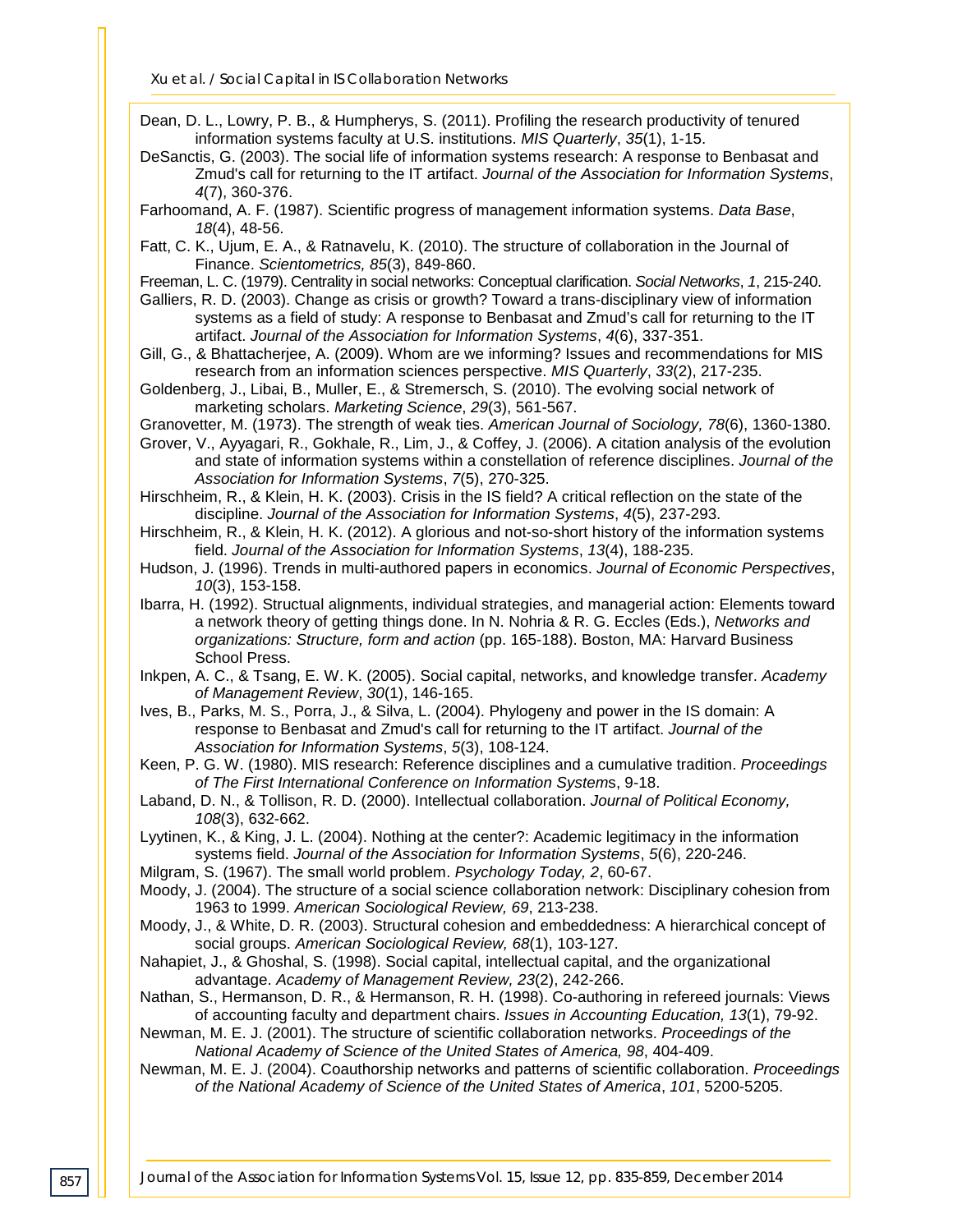Dean, D. L., Lowry, P. B., & Humpherys, S. (2011). Profiling the research productivity of tenured information systems faculty at U.S. institutions. *MIS Quarterly*, *35*(1), 1-15.

DeSanctis, G. (2003). The social life of information systems research: A response to Benbasat and Zmud's call for returning to the IT artifact. *Journal of the Association for Information Systems*, *4*(7), 360-376.

Farhoomand, A. F. (1987). Scientific progress of management information systems. *Data Base*, *18*(4), 48-56.

Fatt, C. K., Ujum, E. A., & Ratnavelu, K. (2010). The structure of collaboration in the Journal of Finance. *Scientometrics, 85*(3), 849-860.

Freeman, L. C. (1979). Centrality in social networks: Conceptual clarification. *Social Networks*, *1*, 215-240.

Galliers, R. D. (2003). Change as crisis or growth? Toward a trans-disciplinary view of information systems as a field of study: A response to Benbasat and Zmud's call for returning to the IT artifact. *Journal of the Association for Information Systems*, *4*(6), 337-351.

Gill, G., & Bhattacherjee, A. (2009). Whom are we informing? Issues and recommendations for MIS research from an information sciences perspective. *MIS Quarterly*, *33*(2), 217-235.

Goldenberg, J., Libai, B., Muller, E., & Stremersch, S. (2010). The evolving social network of marketing scholars. *Marketing Science*, *29*(3), 561-567.

Granovetter, M. (1973). The strength of weak ties. *American Journal of Sociology, 78*(6), 1360-1380.

Grover, V., Ayyagari, R., Gokhale, R., Lim, J., & Coffey, J. (2006). A citation analysis of the evolution and state of information systems within a constellation of reference disciplines. *Journal of the Association for Information Systems*, *7*(5), 270-325.

Hirschheim, R., & Klein, H. K. (2003). Crisis in the IS field? A critical reflection on the state of the discipline. *Journal of the Association for Information Systems*, *4*(5), 237-293.

Hirschheim, R., & Klein, H. K. (2012). A glorious and not-so-short history of the information systems field. *Journal of the Association for Information Systems*, *13*(4), 188-235.

Hudson, J. (1996). Trends in multi-authored papers in economics. *Journal of Economic Perspectives*, *10*(3), 153-158.

Ibarra, H. (1992). Structual alignments, individual strategies, and managerial action: Elements toward a network theory of getting things done. In N. Nohria & R. G. Eccles (Eds.), *Networks and organizations: Structure, form and action* (pp. 165-188). Boston, MA: Harvard Business School Press.

Inkpen, A. C., & Tsang, E. W. K. (2005). Social capital, networks, and knowledge transfer. *Academy of Management Review*, *30*(1), 146-165.

Ives, B., Parks, M. S., Porra, J., & Silva, L. (2004). Phylogeny and power in the IS domain: A response to Benbasat and Zmud's call for returning to the IT artifact. *Journal of the Association for Information Systems*, *5*(3), 108-124.

Keen, P. G. W. (1980). MIS research: Reference disciplines and a cumulative tradition. *Proceedings of The First International Conference on Information System*s, 9-18.

Laband, D. N., & Tollison, R. D. (2000). Intellectual collaboration. *Journal of Political Economy, 108*(3), 632-662.

Lyytinen, K., & King, J. L. (2004). Nothing at the center?: Academic legitimacy in the information systems field. *Journal of the Association for Information Systems*, *5*(6), 220-246.

Milgram, S. (1967). The small world problem. *Psychology Today, 2*, 60-67.

Moody, J. (2004). The structure of a social science collaboration network: Disciplinary cohesion from 1963 to 1999. *American Sociological Review, 69*, 213-238.

Moody, J., & White, D. R. (2003). Structural cohesion and embeddedness: A hierarchical concept of social groups. *American Sociological Review, 68*(1), 103-127.

Nahapiet, J., & Ghoshal, S. (1998). Social capital, intellectual capital, and the organizational advantage. *Academy of Management Review, 23*(2), 242-266.

Nathan, S., Hermanson, D. R., & Hermanson, R. H. (1998). Co-authoring in refereed journals: Views of accounting faculty and department chairs. *Issues in Accounting Education, 13*(1), 79-92.

Newman, M. E. J. (2001). The structure of scientific collaboration networks. *Proceedings of the National Academy of Science of the United States of America, 98*, 404-409.

Newman, M. E. J. (2004). Coauthorship networks and patterns of scientific collaboration. *Proceedings of the National Academy of Science of the United States of America*, *101*, 5200-5205.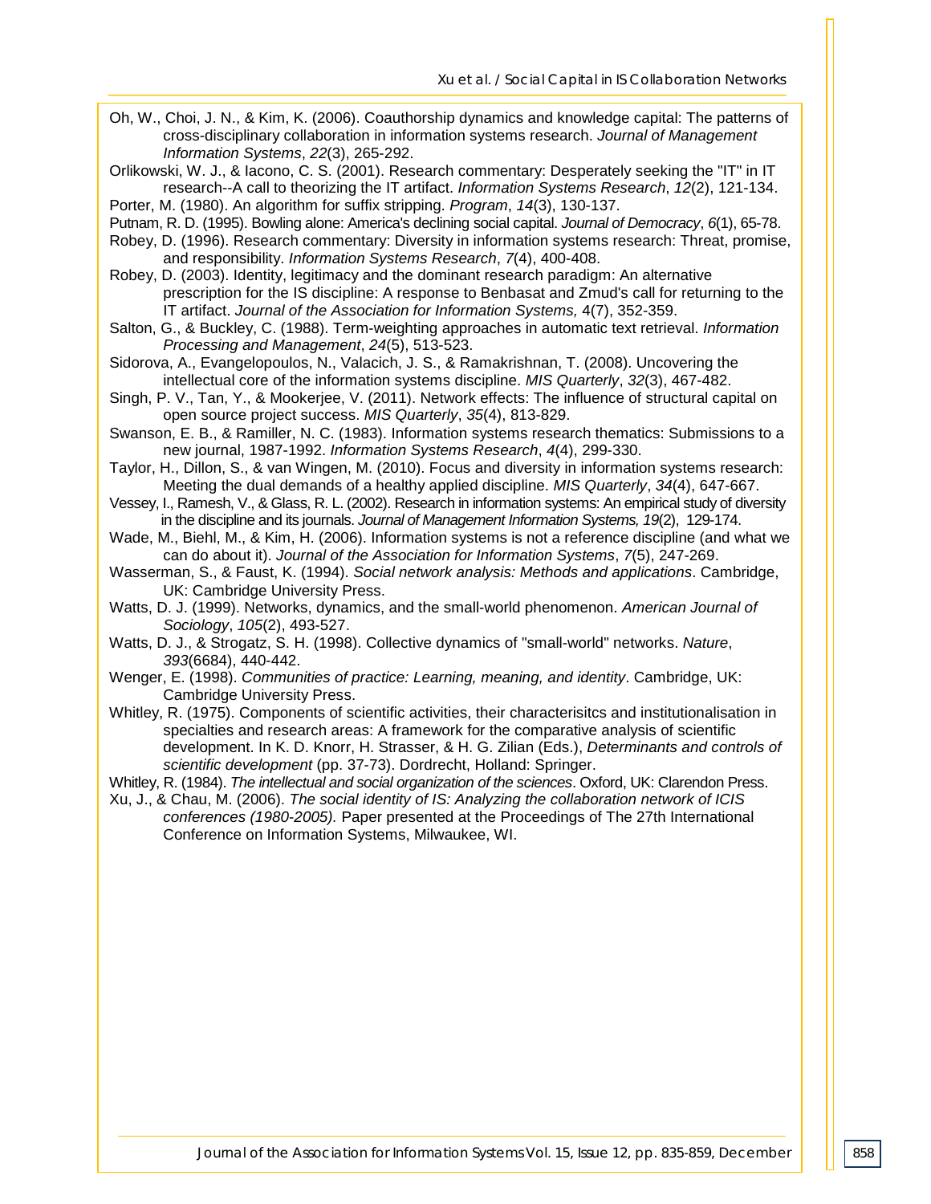Oh, W., Choi, J. N., & Kim, K. (2006). Coauthorship dynamics and knowledge capital: The patterns of cross-disciplinary collaboration in information systems research. *Journal of Management Information Systems*, *22*(3), 265-292.

Orlikowski, W. J., & Iacono, C. S. (2001). Research commentary: Desperately seeking the "IT" in IT research--A call to theorizing the IT artifact. *Information Systems Research*, *12*(2), 121-134.

Porter, M. (1980). An algorithm for suffix stripping. *Program*, *14*(3), 130-137.

Putnam, R. D. (1995). Bowling alone: America's declining social capital. *Journal of Democracy*, *6*(1), 65-78.

Robey, D. (1996). Research commentary: Diversity in information systems research: Threat, promise, and responsibility. *Information Systems Research*, *7*(4), 400-408.

Robey, D. (2003). Identity, legitimacy and the dominant research paradigm: An alternative prescription for the IS discipline: A response to Benbasat and Zmud's call for returning to the IT artifact. *Journal of the Association for Information Systems,* 4(7), 352-359.

Salton, G., & Buckley, C. (1988). Term-weighting approaches in automatic text retrieval. *Information Processing and Management*, *24*(5), 513-523.

Sidorova, A., Evangelopoulos, N., Valacich, J. S., & Ramakrishnan, T. (2008). Uncovering the intellectual core of the information systems discipline. *MIS Quarterly*, *32*(3), 467-482.

Singh, P. V., Tan, Y., & Mookerjee, V. (2011). Network effects: The influence of structural capital on open source project success. *MIS Quarterly*, *35*(4), 813-829.

Swanson, E. B., & Ramiller, N. C. (1983). Information systems research thematics: Submissions to a new journal, 1987-1992. *Information Systems Research*, *4*(4), 299-330.

Taylor, H., Dillon, S., & van Wingen, M. (2010). Focus and diversity in information systems research: Meeting the dual demands of a healthy applied discipline. *MIS Quarterly*, *34*(4), 647-667.

Vessey, I., Ramesh, V., & Glass, R. L. (2002). Research in information systems: An empirical study of diversity in the discipline and its journals. *Journal of Management Information Systems, 19*(2), 129-174.

Wade, M., Biehl, M., & Kim, H. (2006). Information systems is not a reference discipline (and what we can do about it). *Journal of the Association for Information Systems*, *7*(5), 247-269.

Wasserman, S., & Faust, K. (1994). *Social network analysis: Methods and applications*. Cambridge, UK: Cambridge University Press.

Watts, D. J. (1999). Networks, dynamics, and the small-world phenomenon. *American Journal of Sociology*, *105*(2), 493-527.

Watts, D. J., & Strogatz, S. H. (1998). Collective dynamics of "small-world" networks. *Nature*, *393*(6684), 440-442.

Wenger, E. (1998). *Communities of practice: Learning, meaning, and identity*. Cambridge, UK: Cambridge University Press.

Whitley, R. (1975). Components of scientific activities, their characterisitcs and institutionalisation in specialties and research areas: A framework for the comparative analysis of scientific development. In K. D. Knorr, H. Strasser, & H. G. Zilian (Eds.), *Determinants and controls of scientific development* (pp. 37-73). Dordrecht, Holland: Springer.

Whitley, R. (1984). *The intellectual and social organization of the sciences*. Oxford, UK: Clarendon Press.

Xu, J., & Chau, M. (2006). *The social identity of IS: Analyzing the collaboration network of ICIS conferences (1980-2005).* Paper presented at the Proceedings of The 27th International Conference on Information Systems, Milwaukee, WI.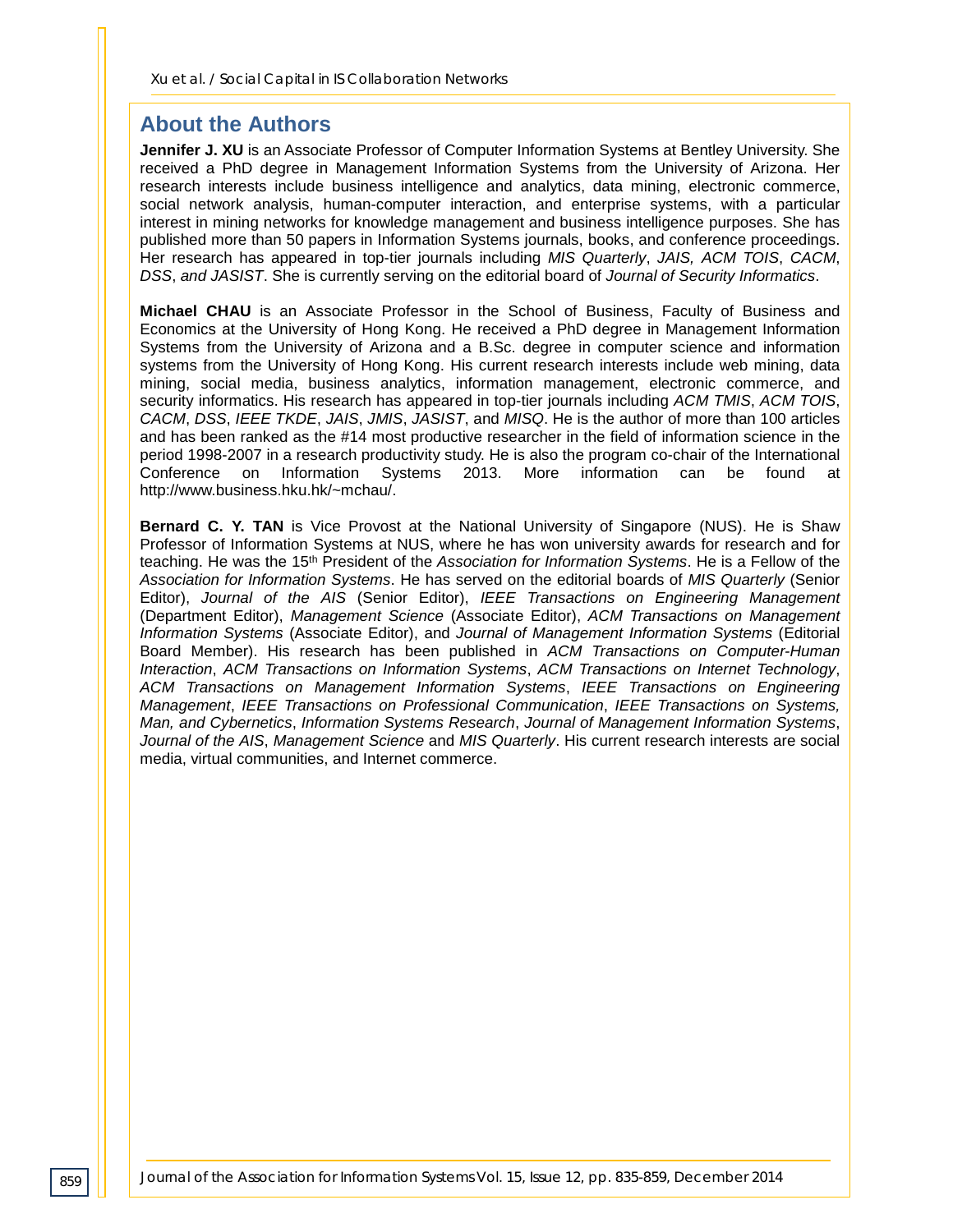## About the Authors

**Jennifer J. XU** is an Associate Professor of Computer Information Systems at Bentley University. She received a PhD degree in Management Information Systems from the University of Arizona. Her research interests include business intelligence and analytics, data mining, electronic commerce, social network analysis, human-computer interaction, and enterprise systems, with a particular interest in mining networks for knowledge management and business intelligence purposes. She has published more than 50 papers in Information Systems journals, books, and conference proceedings. Her research has appeared in top-tier journals including *MIS Quarterly*, *JAIS, ACM TOIS*, *CACM*, *DSS*, *and JASIST*. She is currently serving on the editorial board of *Journal of Security Informatics*.

**Michael CHAU** is an Associate Professor in the School of Business, Faculty of Business and Economics at the University of Hong Kong. He received a PhD degree in Management Information Systems from the University of Arizona and a B.Sc. degree in computer science and information systems from the University of Hong Kong. His current research interests include web mining, data mining, social media, business analytics, information management, electronic commerce, and security informatics. His research has appeared in top-tier journals including *ACM TMIS*, *ACM TOIS*, *CACM*, *DSS*, *IEEE TKDE*, *JAIS*, *JMIS*, *JASIST*, and *MISQ*. He is the author of more than 100 articles and has been ranked as the #14 most productive researcher in the field of information science in the period 1998-2007 in a research productivity study. He is also the program co-chair of the International Conference on Information Systems 2013. More information can be found at http://www.business.hku.hk/~mchau/.

**Bernard C. Y. TAN** is Vice Provost at the National University of Singapore (NUS). He is Shaw Professor of Information Systems at NUS, where he has won university awards for research and for teaching. He was the 15th President of the *Association for Information Systems*. He is a Fellow of the *Association for Information Systems*. He has served on the editorial boards of *MIS Quarterly* (Senior Editor), *Journal of the AIS* (Senior Editor), *IEEE Transactions on Engineering Management* (Department Editor), *Management Science* (Associate Editor), *ACM Transactions on Management Information Systems* (Associate Editor), and *Journal of Management Information Systems* (Editorial Board Member). His research has been published in *ACM Transactions on Computer-Human Interaction*, *ACM Transactions on Information Systems*, *ACM Transactions on Internet Technology*, *ACM Transactions on Management Information Systems*, *IEEE Transactions on Engineering Management*, *IEEE Transactions on Professional Communication*, *IEEE Transactions on Systems, Man, and Cybernetics*, *Information Systems Research*, *Journal of Management Information Systems*, *Journal of the AIS*, *Management Science* and *MIS Quarterly*. His current research interests are social media, virtual communities, and Internet commerce.